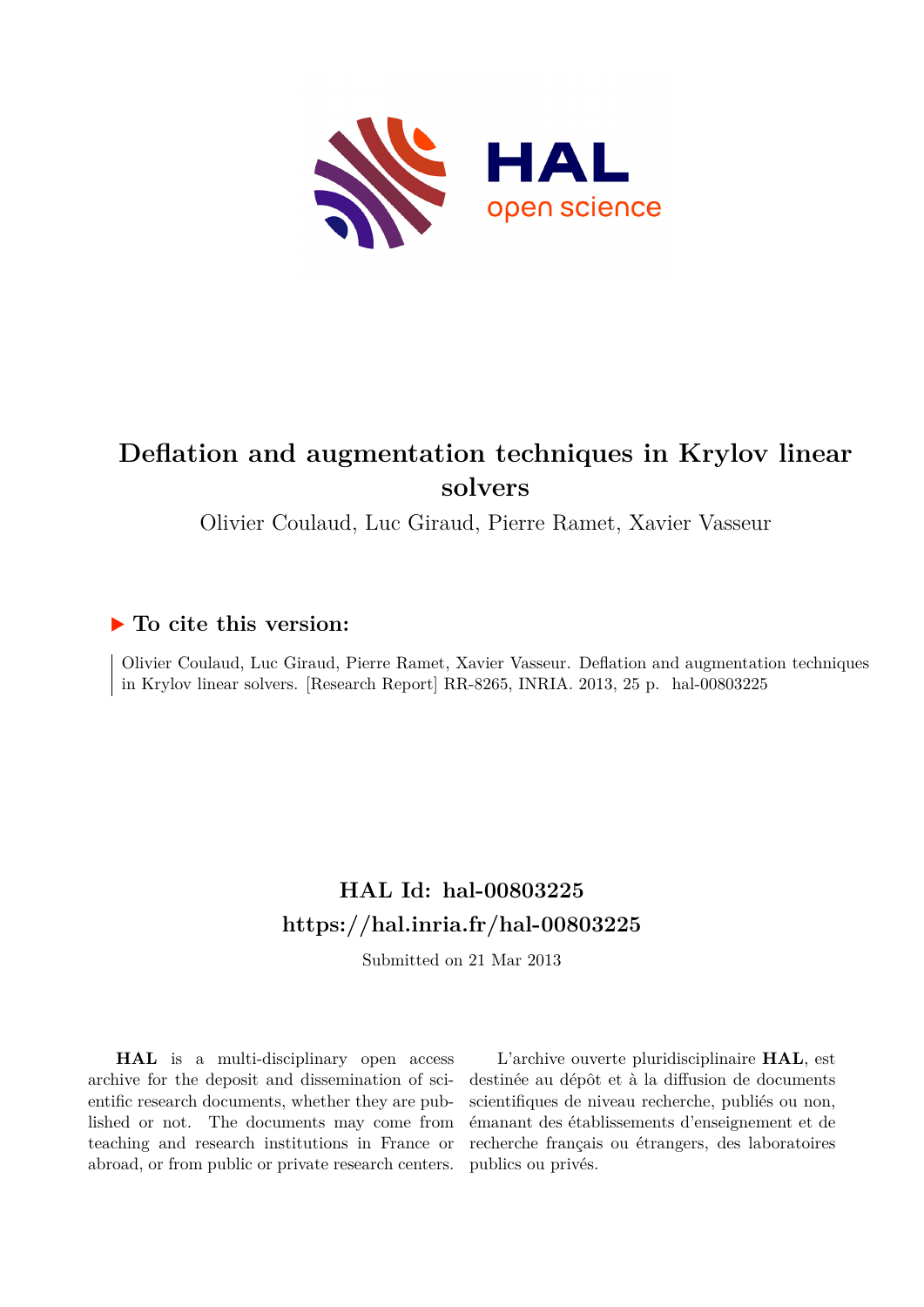# Deflation and augmentation techniques in Krylov linear solvers

Olivier Coulaud, Luc Giraud, Pierre Ramet, Xavier Vasseur

## ▶ To cite this version:

Olivier Coulaud, Luc Giraud, Pierre Ramet, Xavier Vasseur. Deflation and augmentation techniques in Krylov linear solvers. [Research Report] RR-8265, INRIA. 2013, 25 p. hal-00803225

## HAL Id: hal-00803225
## https://hal.inria.fr/hal-00803225

Submitted on 21 Mar 2013

**HAL** is a multi-disciplinary open access archive for the deposit and dissemination of scientific research documents, whether they are published or not. The documents may come from teaching and research institutions in France or abroad, or from public or private research centers.

L'archive ouverte pluridisciplinaire **HAL**, est destinée au dépôt et à la diffusion de documents scientifiques de niveau recherche, publiés ou non, émanant des établissements d'enseignement et de recherche français ou étrangers, des laboratoires publics ou privés.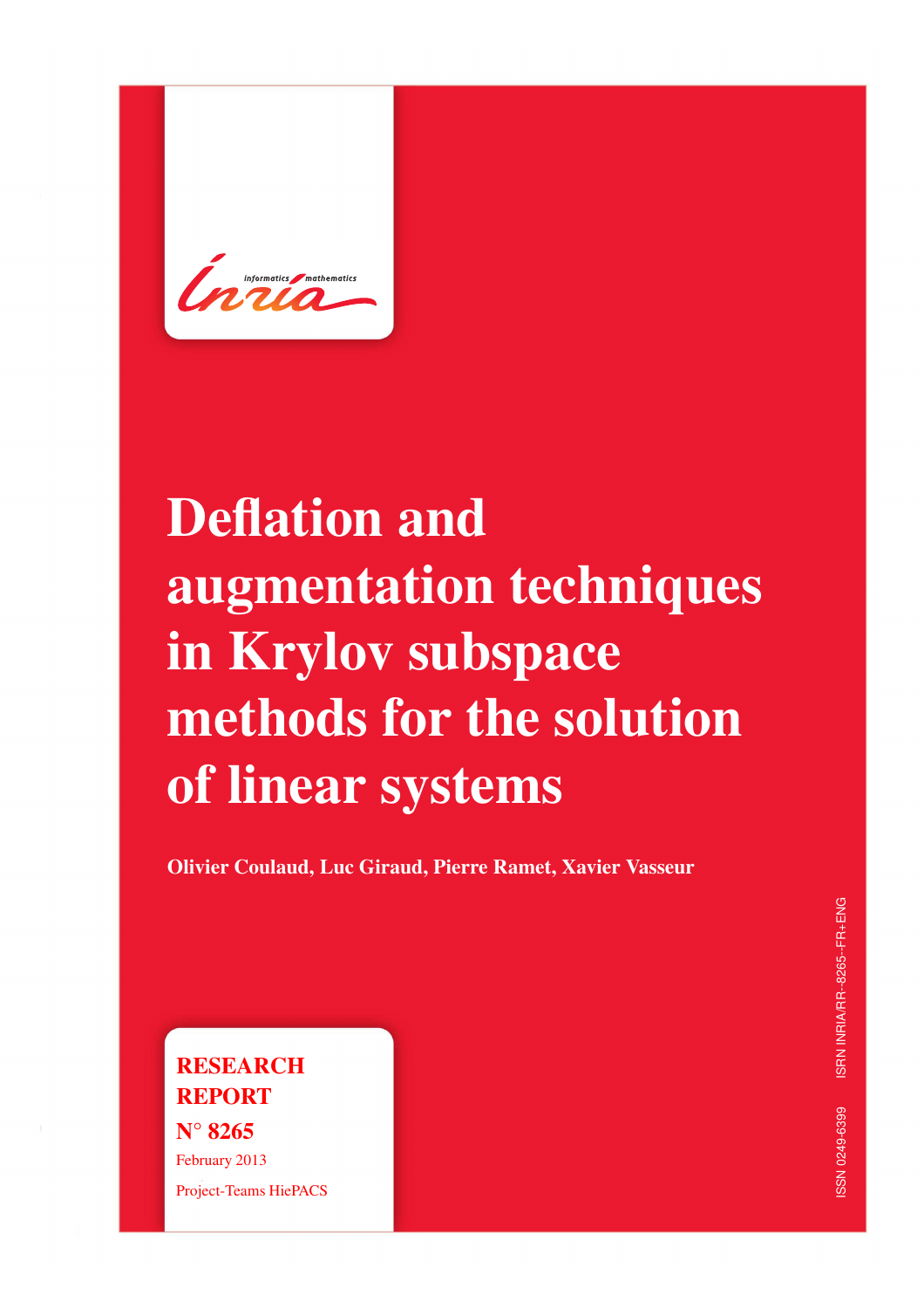# Deflation and augmentation techniques in Krylov subspace methods for the solution of linear systems

**Olivier Coulaud, Luc Giraud, Pierre Ramet, Xavier Vasseur**

**RESEARCH REPORT**
**N° 8265**
February 2013
Project-Teams HiePACS

ISSN 0249-6399 ISRN INRIA/RR--8265--FR+ENG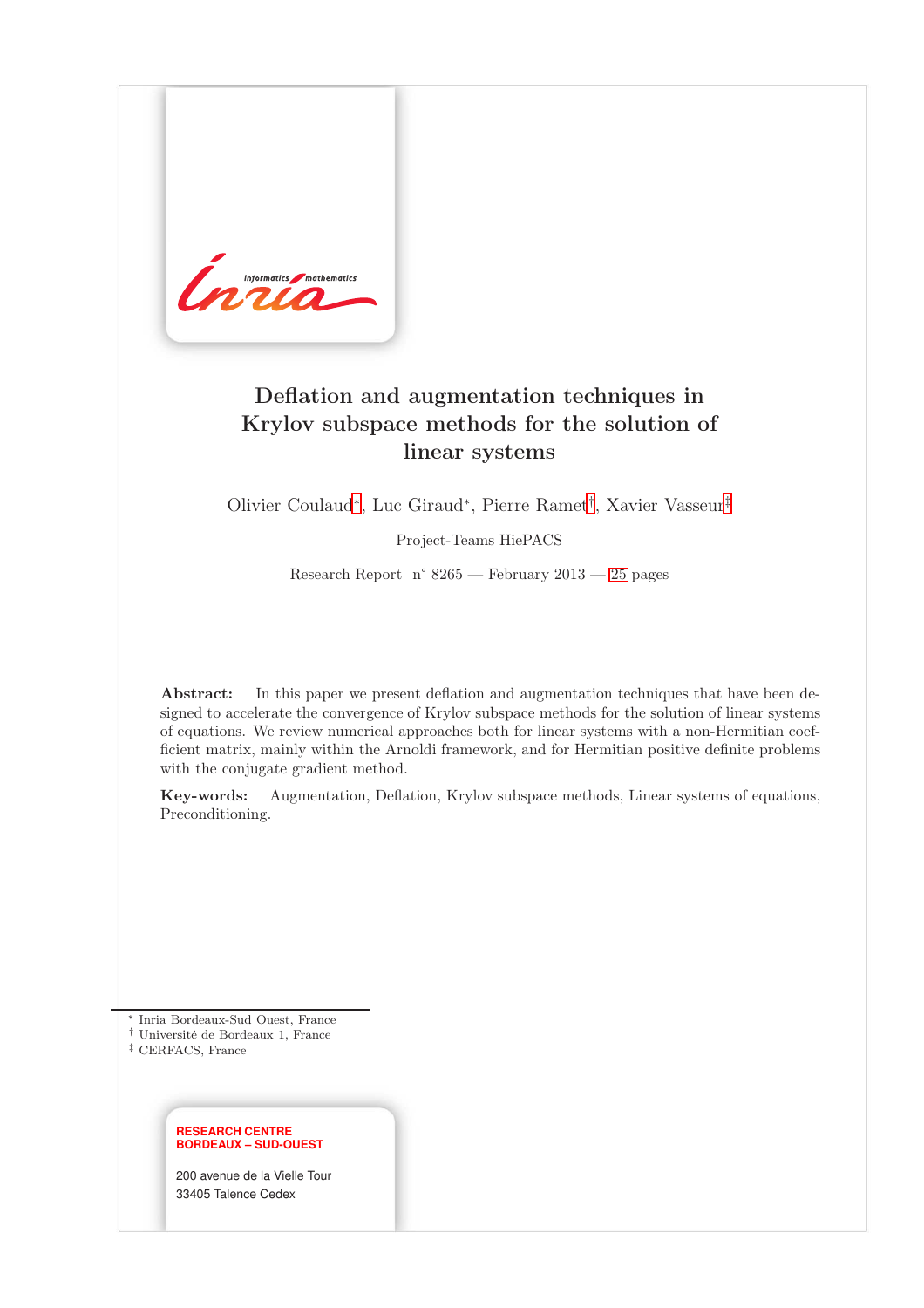# Deflation and augmentation techniques in Krylov subspace methods for the solution of linear systems

Olivier Coulaud[*], Luc Giraud[*], Pierre Ramet[†], Xavier Vasseur[‡]

Project-Teams HiePACS

Research Report n° 8265 — February 2013 — 25 pages

**Abstract:** In this paper we present deflation and augmentation techniques that have been designed to accelerate the convergence of Krylov subspace methods for the solution of linear systems of equations. We review numerical approaches both for linear systems with a non-Hermitian coefficient matrix, mainly within the Arnoldi framework, and for Hermitian positive definite problems with the conjugate gradient method.

**Key-words:** Augmentation, Deflation, Krylov subspace methods, Linear systems of equations, Preconditioning.

[*] Inria Bordeaux-Sud Ouest, France
[†] Université de Bordeaux 1, France
[‡] CERFACS, France

**RESEARCH CENTRE BORDEAUX – SUD-OUEST**

200 avenue de la Vielle Tour
33405 Talence Cedex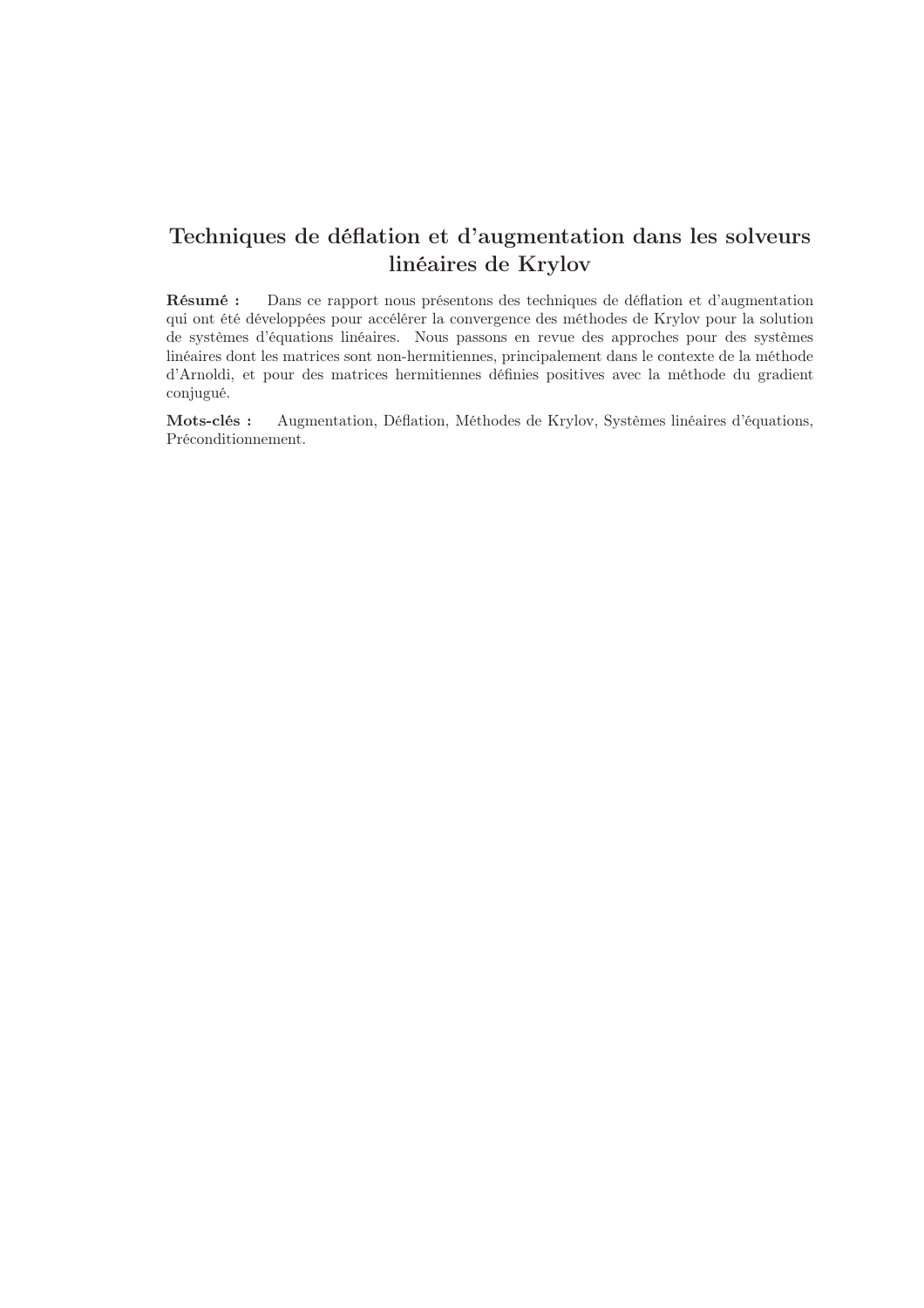# Techniques de déflation et d'augmentation dans les solveurs linéaires de Krylov

**Résumé :** Dans ce rapport nous présentons des techniques de déflation et d'augmentation qui ont été développées pour accélérer la convergence des méthodes de Krylov pour la solution de systèmes d'équations linéaires. Nous passons en revue des approches pour des systèmes linéaires dont les matrices sont non-hermitiennes, principalement dans le contexte de la méthode d'Arnoldi, et pour des matrices hermitiennes définies positives avec la méthode du gradient conjugué.

**Mots-clés :** Augmentation, Déflation, Méthodes de Krylov, Systèmes linéaires d'équations, Préconditionnement.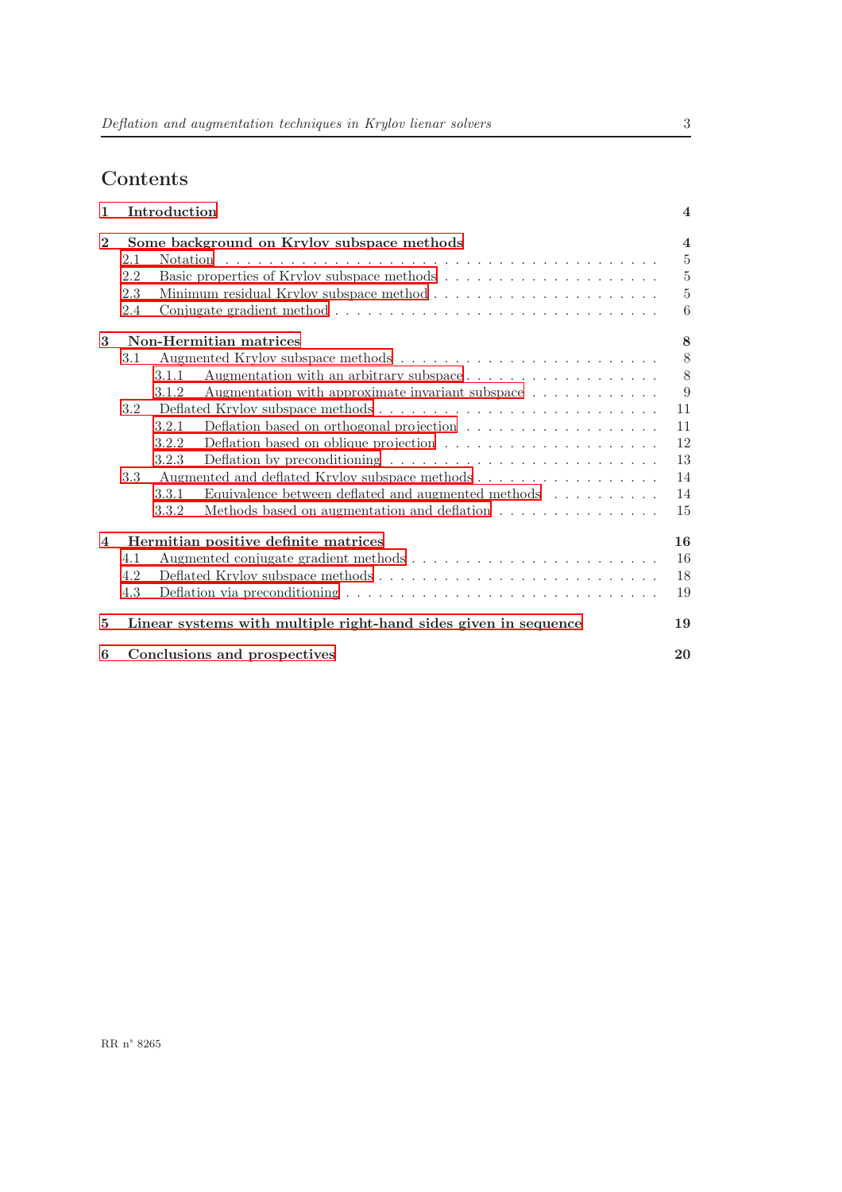# Contents

**1 Introduction** **4**

**2 Some background on Krylov subspace methods** **4**
- 2.1 Notation . . . 5
- 2.2 Basic properties of Krylov subspace methods . . . 5
- 2.3 Minimum residual Krylov subspace method . . . 5
- 2.4 Conjugate gradient method . . . 6

**3 Non-Hermitian matrices** **8**
- 3.1 Augmented Krylov subspace methods . . . 8
  - 3.1.1 Augmentation with an arbitrary subspace . . . 8
  - 3.1.2 Augmentation with approximate invariant subspace . . . 9
- 3.2 Deflated Krylov subspace methods . . . 11
  - 3.2.1 Deflation based on orthogonal projection . . . 11
  - 3.2.2 Deflation based on oblique projection . . . 12
  - 3.2.3 Deflation by preconditioning . . . 13
- 3.3 Augmented and deflated Krylov subspace methods . . . 14
  - 3.3.1 Equivalence between deflated and augmented methods . . . 14
  - 3.3.2 Methods based on augmentation and deflation . . . 15

**4 Hermitian positive definite matrices** **16**
- 4.1 Augmented conjugate gradient methods . . . 16
- 4.2 Deflated Krylov subspace methods . . . 18
- 4.3 Deflation via preconditioning . . . 19

**5 Linear systems with multiple right-hand sides given in sequence** **19**

**6 Conclusions and prospectives** **20**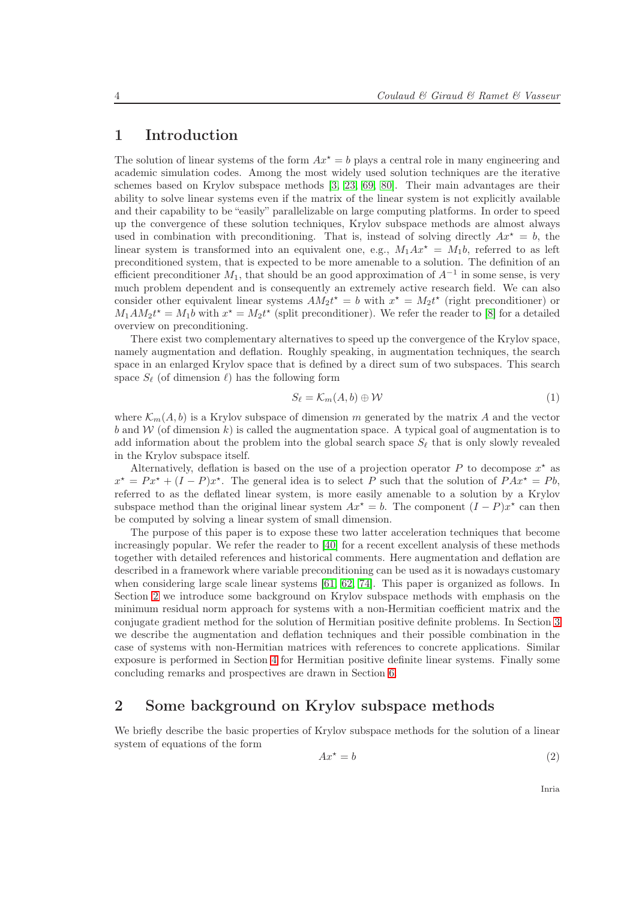// 1 Introduction

The solution of linear systems of the form $Ax^\star = b$ plays a central role in many engineering and academic simulation codes. Among the most widely used solution techniques are the iterative schemes based on Krylov subspace methods [3, 23, 69, 80]. Their main advantages are their ability to solve linear systems even if the matrix of the linear system is not explicitly available and their capability to be "easily" parallelizable on large computing platforms. In order to speed up the convergence of these solution techniques, Krylov subspace methods are almost always used in combination with preconditioning. That is, instead of solving directly $Ax^\star = b$, the linear system is transformed into an equivalent one, e.g., $M_1 A x^\star = M_1 b$, referred to as left preconditioned system, that is expected to be more amenable to a solution. The definition of an efficient preconditioner $M_1$, that should be an good approximation of $A^{-1}$ in some sense, is very much problem dependent and is consequently an extremely active research field. We can also consider other equivalent linear systems $AM_2 t^\star = b$ with $x^\star = M_2 t^\star$ (right preconditioner) or $M_1 A M_2 t^\star = M_1 b$ with $x^\star = M_2 t^\star$ (split preconditioner). We refer the reader to [8] for a detailed overview on preconditioning.

There exist two complementary alternatives to speed up the convergence of the Krylov space, namely augmentation and deflation. Roughly speaking, in augmentation techniques, the search space in an enlarged Krylov space that is defined by a direct sum of two subspaces. This search space $S_\ell$ (of dimension $\ell$) has the following form

$$S_\ell = \mathcal{K}_m(A, b) \oplus \mathcal{W} \tag{1}$$

where $\mathcal{K}_m(A, b)$ is a Krylov subspace of dimension $m$ generated by the matrix $A$ and the vector $b$ and $\mathcal{W}$ (of dimension $k$) is called the augmentation space. A typical goal of augmentation is to add information about the problem into the global search space $S_\ell$ that is only slowly revealed in the Krylov subspace itself.

Alternatively, deflation is based on the use of a projection operator $P$ to decompose $x^\star$ as $x^\star = Px^\star + (I - P)x^\star$. The general idea is to select $P$ such that the solution of $PAx^\star = Pb$, referred to as the deflated linear system, is more easily amenable to a solution by a Krylov subspace method than the original linear system $Ax^\star = b$. The component $(I - P)x^\star$ can then be computed by solving a linear system of small dimension.

The purpose of this paper is to expose these two latter acceleration techniques that become increasingly popular. We refer the reader to [40] for a recent excellent analysis of these methods together with detailed references and historical comments. Here augmentation and deflation are described in a framework where variable preconditioning can be used as it is nowadays customary when considering large scale linear systems [61, 62, 74]. This paper is organized as follows. In Section 2 we introduce some background on Krylov subspace methods with emphasis on the minimum residual norm approach for systems with a non-Hermitian coefficient matrix and the conjugate gradient method for the solution of Hermitian positive definite problems. In Section 3 we describe the augmentation and deflation techniques and their possible combination in the case of systems with non-Hermitian matrices with references to concrete applications. Similar exposure is performed in Section 4 for Hermitian positive definite linear systems. Finally some concluding remarks and prospectives are drawn in Section 6.

# 2 Some background on Krylov subspace methods

We briefly describe the basic properties of Krylov subspace methods for the solution of a linear system of equations of the form

$$Ax^\star = b \tag{2}$$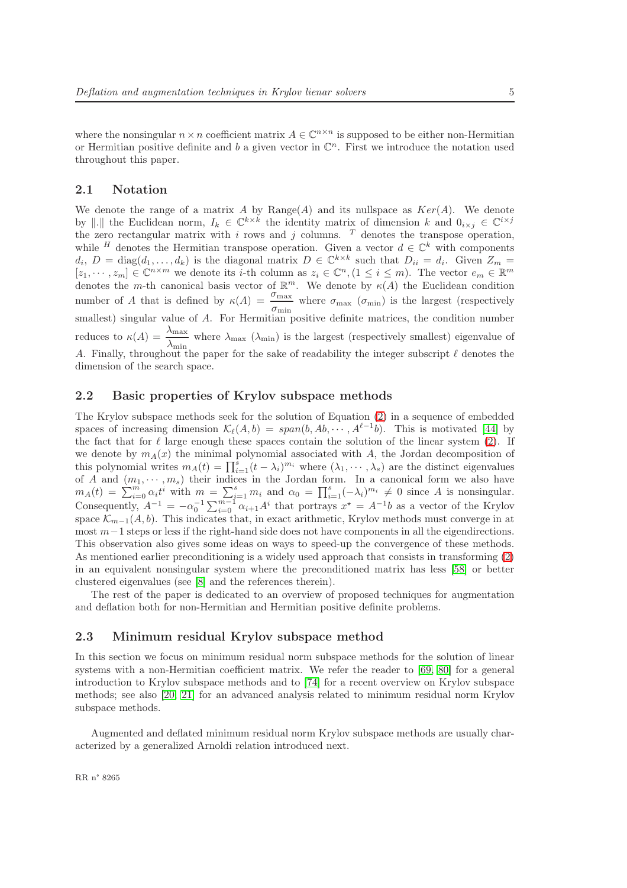where the nonsingular $n \times n$ coefficient matrix $A \in \mathbb{C}^{n\times n}$ is supposed to be either non-Hermitian or Hermitian positive definite and $b$ a given vector in $\mathbb{C}^n$. First we introduce the notation used throughout this paper.

## 2.1 Notation

We denote the range of a matrix $A$ by Range$(A)$ and its nullspace as $Ker(A)$. We denote by $\|.\|$ the Euclidean norm, $I_k \in \mathbb{C}^{k\times k}$ the identity matrix of dimension $k$ and $0_{i\times j} \in \mathbb{C}^{i\times j}$ the zero rectangular matrix with $i$ rows and $j$ columns. $^T$ denotes the transpose operation, while $^H$ denotes the Hermitian transpose operation. Given a vector $d \in \mathbb{C}^k$ with components $d_i$, $D = \text{diag}(d_1, \ldots, d_k)$ is the diagonal matrix $D \in \mathbb{C}^{k\times k}$ such that $D_{ii} = d_i$. Given $Z_m = [z_1, \cdots, z_m] \in \mathbb{C}^{n\times m}$ we denote its $i$-th column as $z_i \in \mathbb{C}^n, (1 \leq i \leq m)$. The vector $e_m \in \mathbb{R}^m$ denotes the $m$-th canonical basis vector of $\mathbb{R}^m$. We denote by $\kappa(A)$ the Euclidean condition number of $A$ that is defined by $\kappa(A) = \dfrac{\sigma_{\max}}{\sigma_{\min}}$ where $\sigma_{\max}$ ($\sigma_{\min}$) is the largest (respectively smallest) singular value of $A$. For Hermitian positive definite matrices, the condition number reduces to $\kappa(A) = \dfrac{\lambda_{\max}}{\lambda_{\min}}$ where $\lambda_{\max}$ ($\lambda_{\min}$) is the largest (respectively smallest) eigenvalue of $A$. Finally, throughout the paper for the sake of readability the integer subscript $\ell$ denotes the dimension of the search space.

## 2.2 Basic properties of Krylov subspace methods

The Krylov subspace methods seek for the solution of Equation (2) in a sequence of embedded spaces of increasing dimension $\mathcal{K}_\ell(A, b) = span(b, Ab, \cdots, A^{\ell-1}b)$. This is motivated [44] by the fact that for $\ell$ large enough these spaces contain the solution of the linear system (2). If we denote by $m_A(x)$ the minimal polynomial associated with $A$, the Jordan decomposition of this polynomial writes $m_A(t) = \prod_{i=1}^{s}(t - \lambda_i)^{m_i}$ where $(\lambda_1, \cdots, \lambda_s)$ are the distinct eigenvalues of $A$ and $(m_1, \cdots, m_s)$ their indices in the Jordan form. In a canonical form we also have $m_A(t) = \sum_{i=0}^{m} \alpha_i t^i$ with $m = \sum_{i=1}^{s} m_i$ and $\alpha_0 = \prod_{i=1}^{s}(-\lambda_i)^{m_i} \neq 0$ since $A$ is nonsingular. Consequently, $A^{-1} = -\alpha_0^{-1}\sum_{i=0}^{m-1}\alpha_{i+1}A^i$ that portrays $x^\star = A^{-1}b$ as a vector of the Krylov space $\mathcal{K}_{m-1}(A, b)$. This indicates that, in exact arithmetic, Krylov methods must converge in at most $m-1$ steps or less if the right-hand side does not have components in all the eigendirections. This observation also gives some ideas on ways to speed-up the convergence of these methods. As mentioned earlier preconditioning is a widely used approach that consists in transforming (2) in an equivalent nonsingular system where the preconditioned matrix has less [58] or better clustered eigenvalues (see [8] and the references therein).

The rest of the paper is dedicated to an overview of proposed techniques for augmentation and deflation both for non-Hermitian and Hermitian positive definite problems.

## 2.3 Minimum residual Krylov subspace method

In this section we focus on minimum residual norm subspace methods for the solution of linear systems with a non-Hermitian coefficient matrix. We refer the reader to [69, 80] for a general introduction to Krylov subspace methods and to [74] for a recent overview on Krylov subspace methods; see also [20, 21] for an advanced analysis related to minimum residual norm Krylov subspace methods.

Augmented and deflated minimum residual norm Krylov subspace methods are usually characterized by a generalized Arnoldi relation introduced next.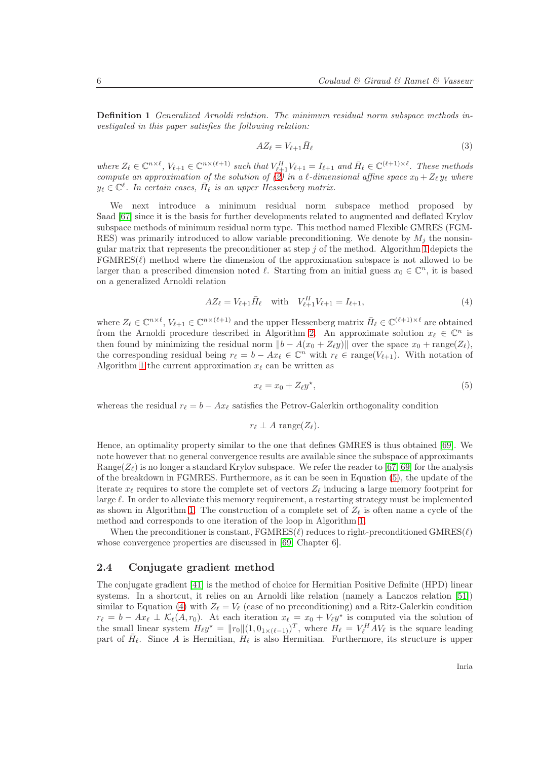**Definition 1** *Generalized Arnoldi relation. The minimum residual norm subspace methods investigated in this paper satisfies the following relation:*

$$AZ_\ell = V_{\ell+1}\bar{H}_\ell \tag{3}$$

*where $Z_\ell \in \mathbb{C}^{n\times\ell}$, $V_{\ell+1} \in \mathbb{C}^{n\times(\ell+1)}$ such that $V_{\ell+1}^H V_{\ell+1} = I_{\ell+1}$ and $\bar{H}_\ell \in \mathbb{C}^{(\ell+1)\times\ell}$. These methods compute an approximation of the solution of (2) in a $\ell$-dimensional affine space $x_0 + Z_\ell\, y_\ell$ where $y_\ell \in \mathbb{C}^\ell$. In certain cases, $\bar{H}_\ell$ is an upper Hessenberg matrix.*

We next introduce a minimum residual norm subspace method proposed by Saad [67] since it is the basis for further developments related to augmented and deflated Krylov subspace methods of minimum residual norm type. This method named Flexible GMRES (FGMRES) was primarily introduced to allow variable preconditioning. We denote by $M_j$ the nonsingular matrix that represents the preconditioner at step $j$ of the method. Algorithm 1 depicts the FGMRES($\ell$) method where the dimension of the approximation subspace is not allowed to be larger than a prescribed dimension noted $\ell$. Starting from an initial guess $x_0 \in \mathbb{C}^n$, it is based on a generalized Arnoldi relation

$$AZ_\ell = V_{\ell+1}\bar{H}_\ell \quad \text{with} \quad V_{\ell+1}^H V_{\ell+1} = I_{\ell+1}, \tag{4}$$

where $Z_\ell \in \mathbb{C}^{n\times\ell}$, $V_{\ell+1} \in \mathbb{C}^{n\times(\ell+1)}$ and the upper Hessenberg matrix $\bar{H}_\ell \in \mathbb{C}^{(\ell+1)\times\ell}$ are obtained from the Arnoldi procedure described in Algorithm 2. An approximate solution $x_\ell \in \mathbb{C}^n$ is then found by minimizing the residual norm $\|b - A(x_0 + Z_\ell y)\|$ over the space $x_0 + \text{range}(Z_\ell)$, the corresponding residual being $r_\ell = b - Ax_\ell \in \mathbb{C}^n$ with $r_\ell \in \text{range}(V_{\ell+1})$. With notation of Algorithm 1 the current approximation $x_\ell$ can be written as

$$x_\ell = x_0 + Z_\ell y^\star, \tag{5}$$

whereas the residual $r_\ell = b - Ax_\ell$ satisfies the Petrov-Galerkin orthogonality condition

$$r_\ell \perp A\ \text{range}(Z_\ell).$$

Hence, an optimality property similar to the one that defines GMRES is thus obtained [69]. We note however that no general convergence results are available since the subspace of approximants $\text{Range}(Z_\ell)$ is no longer a standard Krylov subspace. We refer the reader to [67, 69] for the analysis of the breakdown in FGMRES. Furthermore, as it can be seen in Equation (5), the update of the iterate $x_\ell$ requires to store the complete set of vectors $Z_\ell$ inducing a large memory footprint for large $\ell$. In order to alleviate this memory requirement, a restarting strategy must be implemented as shown in Algorithm 1. The construction of a complete set of $Z_\ell$ is often name a cycle of the method and corresponds to one iteration of the loop in Algorithm 1.

When the preconditioner is constant, FGMRES($\ell$) reduces to right-preconditioned GMRES($\ell$) whose convergence properties are discussed in [69, Chapter 6].

## 2.4 Conjugate gradient method

The conjugate gradient [41] is the method of choice for Hermitian Positive Definite (HPD) linear systems. In a shortcut, it relies on an Arnoldi like relation (namely a Lanczos relation [51]) similar to Equation (4) with $Z_\ell = V_\ell$ (case of no preconditioning) and a Ritz-Galerkin condition $r_\ell = b - Ax_\ell \perp \mathcal{K}_\ell(A, r_0)$. At each iteration $x_\ell = x_0 + V_\ell y^\star$ is computed via the solution of the small linear system $H_\ell y^\star = \|r_0\|(1, 0_{1\times(\ell-1)})^T$, where $H_\ell = V_\ell^H A V_\ell$ is the square leading part of $\bar{H}_\ell$. Since $A$ is Hermitian, $H_\ell$ is also Hermitian. Furthermore, its structure is upper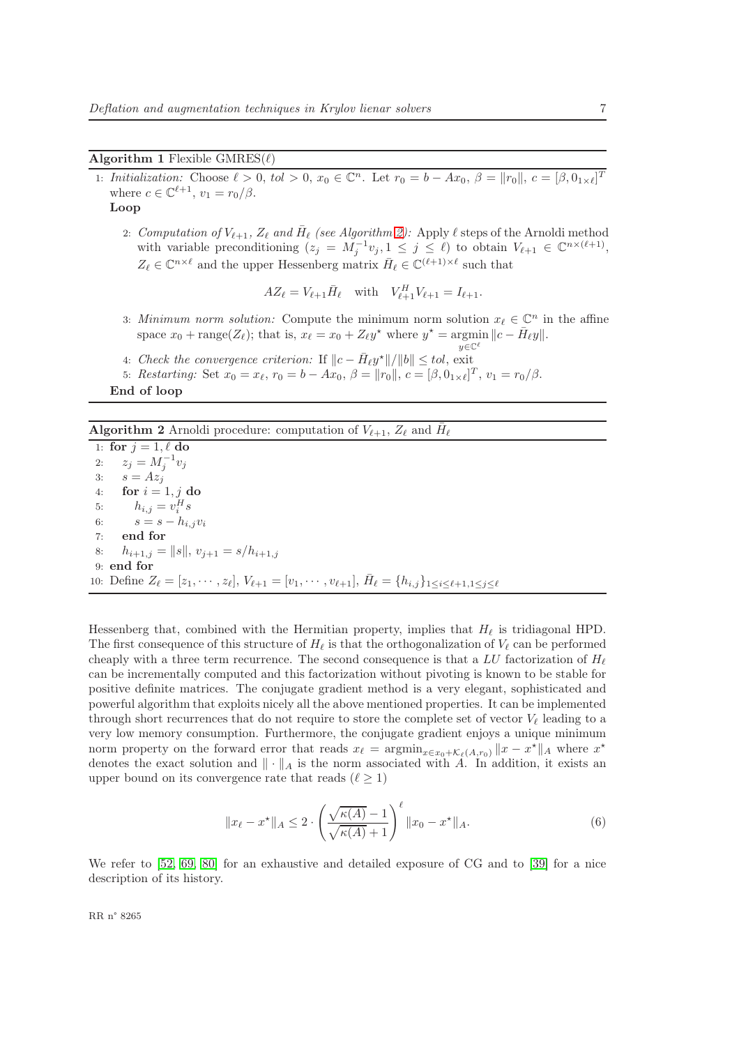**Algorithm 1** Flexible GMRES($\ell$)

1: *Initialization:* Choose $\ell > 0$, $tol > 0$, $x_0 \in \mathbb{C}^n$. Let $r_0 = b - Ax_0$, $\beta = \|r_0\|$, $c = [\beta, 0_{1\times\ell}]^T$ where $c \in \mathbb{C}^{\ell+1}$, $v_1 = r_0/\beta$.

**Loop**

2: *Computation of $V_{\ell+1}$, $Z_\ell$ and $\bar{H}_\ell$ (see Algorithm 2):* Apply $\ell$ steps of the Arnoldi method with variable preconditioning ($z_j = M_j^{-1} v_j, 1 \leq j \leq \ell$) to obtain $V_{\ell+1} \in \mathbb{C}^{n\times(\ell+1)}$, $Z_\ell \in \mathbb{C}^{n\times\ell}$ and the upper Hessenberg matrix $\bar{H}_\ell \in \mathbb{C}^{(\ell+1)\times\ell}$ such that

$$AZ_\ell = V_{\ell+1}\bar{H}_\ell \quad \text{with} \quad V_{\ell+1}^H V_{\ell+1} = I_{\ell+1}.$$

3: *Minimum norm solution:* Compute the minimum norm solution $x_\ell \in \mathbb{C}^n$ in the affine space $x_0 + \text{range}(Z_\ell)$; that is, $x_\ell = x_0 + Z_\ell y^\star$ where $y^\star = \underset{y\in\mathbb{C}^\ell}{\text{argmin}} \|c - \bar{H}_\ell y\|$.

4: *Check the convergence criterion:* If $\|c - \bar{H}_\ell y^\star\|/\|b\| \leq tol$, exit

5: *Restarting:* Set $x_0 = x_\ell$, $r_0 = b - Ax_0$, $\beta = \|r_0\|$, $c = [\beta, 0_{1\times\ell}]^T$, $v_1 = r_0/\beta$.

**End of loop**

**Algorithm 2** Arnoldi procedure: computation of $V_{\ell+1}$, $Z_\ell$ and $\bar{H}_\ell$

```
1: for j = 1, ℓ do
2:   z_j = M_j^{-1} v_j
3:   s = A z_j
4:   for i = 1, j do
5:     h_{i,j} = v_i^H s
6:     s = s − h_{i,j} v_i
7:   end for
8:   h_{i+1,j} = ||s||, v_{j+1} = s/h_{i+1,j}
9: end for
10: Define Z_ℓ = [z_1, ···, z_ℓ], V_{ℓ+1} = [v_1, ···, v_{ℓ+1}], H̄_ℓ = {h_{i,j}}_{1≤i≤ℓ+1, 1≤j≤ℓ}
```

Hessenberg that, combined with the Hermitian property, implies that $H_\ell$ is tridiagonal HPD. The first consequence of this structure of $H_\ell$ is that the orthogonalization of $V_\ell$ can be performed cheaply with a three term recurrence. The second consequence is that a $LU$ factorization of $H_\ell$ can be incrementally computed and this factorization without pivoting is known to be stable for positive definite matrices. The conjugate gradient method is a very elegant, sophisticated and powerful algorithm that exploits nicely all the above mentioned properties. It can be implemented through short recurrences that do not require to store the complete set of vector $V_\ell$ leading to a very low memory consumption. Furthermore, the conjugate gradient enjoys a unique minimum norm property on the forward error that reads $x_\ell = \text{argmin}_{x\in x_0+\mathcal{K}_\ell(A,r_0)} \|x - x^\star\|_A$ where $x^\star$ denotes the exact solution and $\|\cdot\|_A$ is the norm associated with $A$. In addition, it exists an upper bound on its convergence rate that reads ($\ell \geq 1$)

$$\|x_\ell - x^\star\|_A \leq 2 \cdot \left(\frac{\sqrt{\kappa(A)} - 1}{\sqrt{\kappa(A)} + 1}\right)^\ell \|x_0 - x^\star\|_A. \tag{6}$$

We refer to [52, 69, 80] for an exhaustive and detailed exposure of CG and to [39] for a nice description of its history.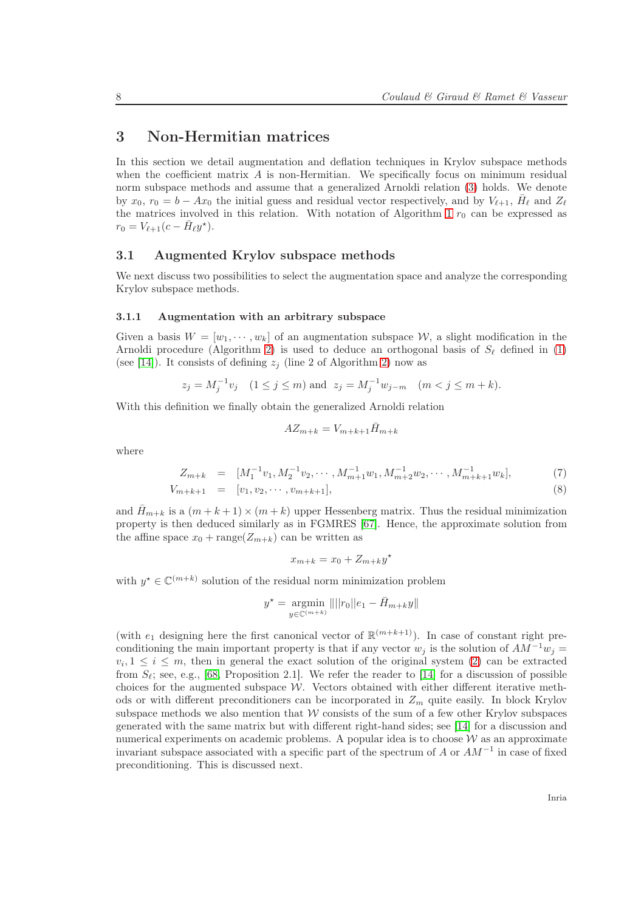# 3 Non-Hermitian matrices

In this section we detail augmentation and deflation techniques in Krylov subspace methods when the coefficient matrix $A$ is non-Hermitian. We specifically focus on minimum residual norm subspace methods and assume that a generalized Arnoldi relation (3) holds. We denote by $x_0$, $r_0 = b - Ax_0$ the initial guess and residual vector respectively, and by $V_{\ell+1}$, $\bar{H}_\ell$ and $Z_\ell$ the matrices involved in this relation. With notation of Algorithm 1 $r_0$ can be expressed as $r_0 = V_{\ell+1}(c - \bar{H}_\ell y^\star)$.

## 3.1 Augmented Krylov subspace methods

We next discuss two possibilities to select the augmentation space and analyze the corresponding Krylov subspace methods.

### 3.1.1 Augmentation with an arbitrary subspace

Given a basis $W = [w_1, \cdots, w_k]$ of an augmentation subspace $\mathcal{W}$, a slight modification in the Arnoldi procedure (Algorithm 2) is used to deduce an orthogonal basis of $S_\ell$ defined in (1) (see [14]). It consists of defining $z_j$ (line 2 of Algorithm 2) now as

$$z_j = M_j^{-1} v_j \quad (1 \le j \le m) \text{ and } \; z_j = M_j^{-1} w_{j-m} \quad (m < j \le m+k).$$

With this definition we finally obtain the generalized Arnoldi relation

$$AZ_{m+k} = V_{m+k+1} \bar{H}_{m+k}$$

where

$$Z_{m+k} = [M_1^{-1}v_1, M_2^{-1}v_2, \cdots, M_{m+1}^{-1}w_1, M_{m+2}^{-1}w_2, \cdots, M_{m+k+1}^{-1}w_k], \tag{7}$$

$$V_{m+k+1} = [v_1, v_2, \cdots, v_{m+k+1}], \tag{8}$$

and $\bar{H}_{m+k}$ is a $(m+k+1) \times (m+k)$ upper Hessenberg matrix. Thus the residual minimization property is then deduced similarly as in FGMRES [67]. Hence, the approximate solution from the affine space $x_0 + \text{range}(Z_{m+k})$ can be written as

$$x_{m+k} = x_0 + Z_{m+k} y^\star$$

with $y^\star \in \mathbb{C}^{(m+k)}$ solution of the residual norm minimization problem

$$y^\star = \underset{y \in \mathbb{C}^{(m+k)}}{\text{argmin}} \; \| \|| r_0 || e_1 - \bar{H}_{m+k} y \|$$

(with $e_1$ designing here the first canonical vector of $\mathbb{R}^{(m+k+1)}$). In case of constant right preconditioning the main important property is that if any vector $w_j$ is the solution of $AM^{-1}w_j = v_i, 1 \le i \le m$, then in general the exact solution of the original system (2) can be extracted from $S_\ell$; see, e.g., [68, Proposition 2.1]. We refer the reader to [14] for a discussion of possible choices for the augmented subspace $\mathcal{W}$. Vectors obtained with either different iterative methods or with different preconditioners can be incorporated in $Z_m$ quite easily. In block Krylov subspace methods we also mention that $\mathcal{W}$ consists of the sum of a few other Krylov subspaces generated with the same matrix but with different right-hand sides; see [14] for a discussion and numerical experiments on academic problems. A popular idea is to choose $\mathcal{W}$ as an approximate invariant subspace associated with a specific part of the spectrum of $A$ or $AM^{-1}$ in case of fixed preconditioning. This is discussed next.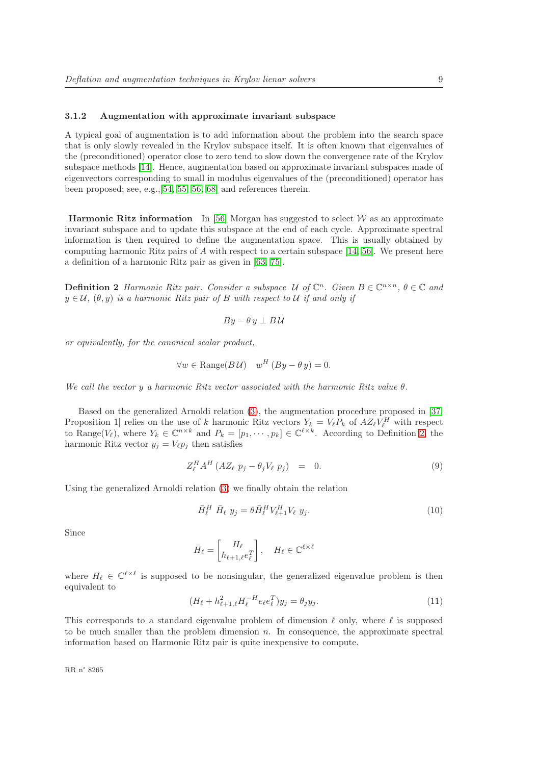### 3.1.2 Augmentation with approximate invariant subspace

A typical goal of augmentation is to add information about the problem into the search space that is only slowly revealed in the Krylov subspace itself. It is often known that eigenvalues of the (preconditioned) operator close to zero tend to slow down the convergence rate of the Krylov subspace methods [14]. Hence, augmentation based on approximate invariant subspaces made of eigenvectors corresponding to small in modulus eigenvalues of the (preconditioned) operator has been proposed; see, e.g.,[54, 55, 56, 68] and references therein.

**Harmonic Ritz information** In [56] Morgan has suggested to select $\mathcal{W}$ as an approximate invariant subspace and to update this subspace at the end of each cycle. Approximate spectral information is then required to define the augmentation space. This is usually obtained by computing harmonic Ritz pairs of $A$ with respect to a certain subspace [14, 56]. We present here a definition of a harmonic Ritz pair as given in [63, 75].

**Definition 2** *Harmonic Ritz pair. Consider a subspace $\mathcal{U}$ of $\mathbb{C}^n$. Given $B \in \mathbb{C}^{n\times n}$, $\theta \in \mathbb{C}$ and $y \in \mathcal{U}$, $(\theta, y)$ is a harmonic Ritz pair of $B$ with respect to $\mathcal{U}$ if and only if*

$$By - \theta\, y \perp B\,\mathcal{U}$$

*or equivalently, for the canonical scalar product,*

$$\forall w \in \mathrm{Range}(B\,\mathcal{U}) \quad w^H\,(By - \theta\, y) = 0.$$

*We call the vector $y$ a harmonic Ritz vector associated with the harmonic Ritz value $\theta$.*

Based on the generalized Arnoldi relation (3), the augmentation procedure proposed in [37, Proposition 1] relies on the use of $k$ harmonic Ritz vectors $Y_k = V_\ell P_k$ of $AZ_\ell V_\ell^H$ with respect to $\mathrm{Range}(V_\ell)$, where $Y_k \in \mathbb{C}^{n\times k}$ and $P_k = [p_1, \cdots, p_k] \in \mathbb{C}^{\ell\times k}$. According to Definition 2, the harmonic Ritz vector $y_j = V_\ell p_j$ then satisfies

$$Z_\ell^H A^H\,(AZ_\ell\; p_j - \theta_j V_\ell\; p_j) \;\;=\;\; 0. \tag{9}$$

Using the generalized Arnoldi relation (3) we finally obtain the relation

$$\bar{H}_\ell^H\;\bar{H}_\ell\;y_j = \theta \bar{H}_\ell^H V_{\ell+1}^H V_\ell\; y_j. \tag{10}$$

Since

$$\bar{H}_\ell = \begin{bmatrix} H_\ell \\ h_{\ell+1,\ell}e_\ell^T \end{bmatrix}, \quad H_\ell \in \mathbb{C}^{\ell\times\ell}$$

where $H_\ell \in \mathbb{C}^{\ell\times\ell}$ is supposed to be nonsingular, the generalized eigenvalue problem is then equivalent to

$$(H_\ell + h_{\ell+1,\ell}^2 H_\ell^{-H} e_\ell e_\ell^T) y_j = \theta_j y_j. \tag{11}$$

This corresponds to a standard eigenvalue problem of dimension $\ell$ only, where $\ell$ is supposed to be much smaller than the problem dimension $n$. In consequence, the approximate spectral information based on Harmonic Ritz pair is quite inexpensive to compute.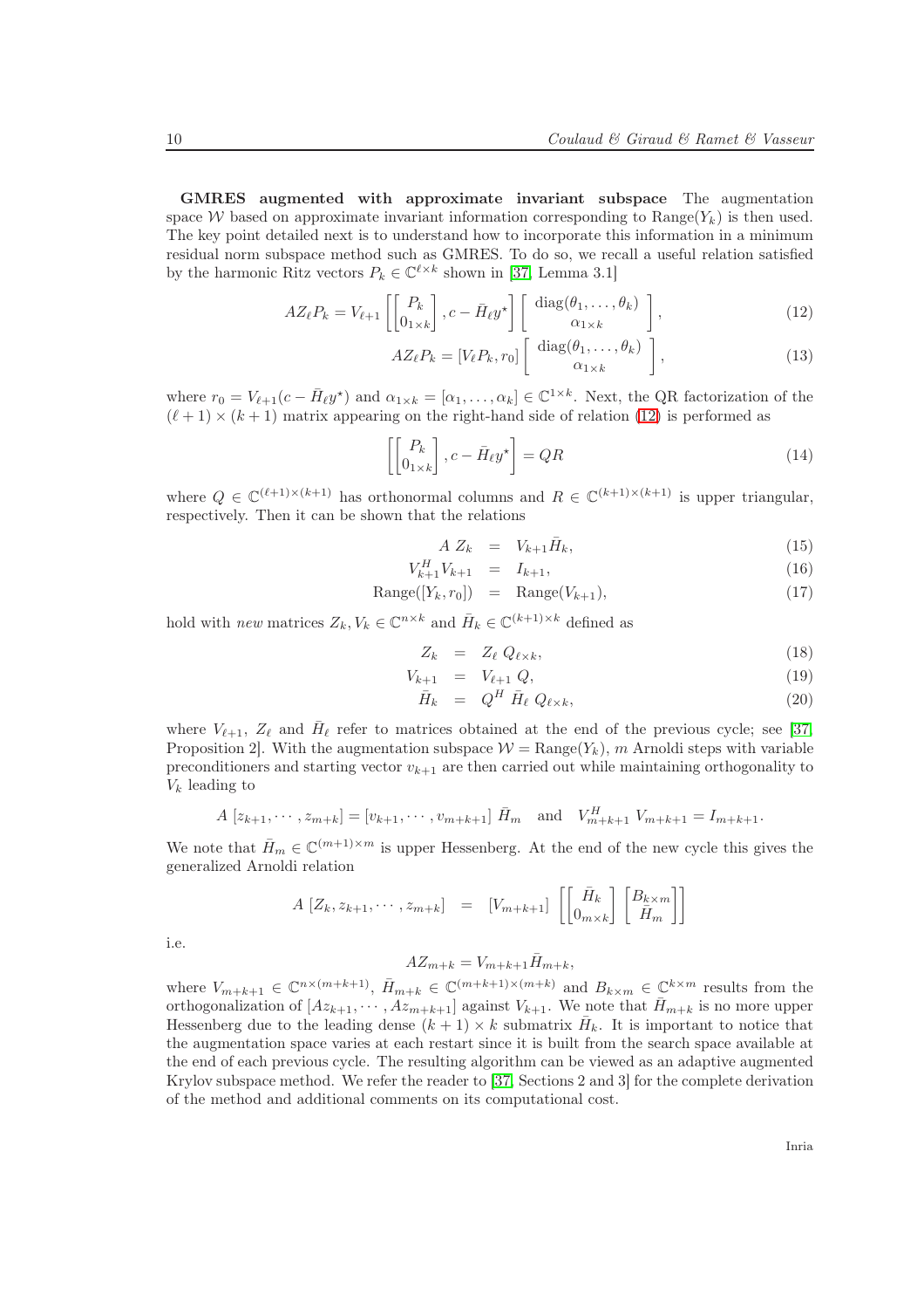**GMRES augmented with approximate invariant subspace** The augmentation space $\mathcal{W}$ based on approximate invariant information corresponding to $\text{Range}(Y_k)$ is then used. The key point detailed next is to understand how to incorporate this information in a minimum residual norm subspace method such as GMRES. To do so, we recall a useful relation satisfied by the harmonic Ritz vectors $P_k \in \mathbb{C}^{\ell \times k}$ shown in [37, Lemma 3.1]

$$AZ_\ell P_k = V_{\ell+1} \left[ \begin{bmatrix} P_k \\ 0_{1\times k} \end{bmatrix}, c - \bar{H}_\ell y^\star \right] \left[ \begin{array}{c} \text{diag}(\theta_1, \ldots, \theta_k) \\ \alpha_{1\times k} \end{array} \right], \tag{12}$$

$$AZ_\ell P_k = [V_\ell P_k, r_0] \left[ \begin{array}{c} \text{diag}(\theta_1, \ldots, \theta_k) \\ \alpha_{1\times k} \end{array} \right], \tag{13}$$

where $r_0 = V_{\ell+1}(c - \bar{H}_\ell y^\star)$ and $\alpha_{1\times k} = [\alpha_1, \ldots, \alpha_k] \in \mathbb{C}^{1\times k}$. Next, the QR factorization of the $(\ell+1)\times(k+1)$ matrix appearing on the right-hand side of relation (12) is performed as

$$\left[ \begin{bmatrix} P_k \\ 0_{1\times k} \end{bmatrix}, c - \bar{H}_\ell y^\star \right] = QR \tag{14}$$

where $Q \in \mathbb{C}^{(\ell+1)\times(k+1)}$ has orthonormal columns and $R \in \mathbb{C}^{(k+1)\times(k+1)}$ is upper triangular, respectively. Then it can be shown that the relations

$$\begin{aligned} A\ Z_k &= V_{k+1} \bar{H}_k, & (15) \\ V_{k+1}^H V_{k+1} &= I_{k+1}, & (16) \\ \text{Range}([Y_k, r_0]) &= \text{Range}(V_{k+1}), & (17) \end{aligned}$$

hold with *new* matrices $Z_k, V_k \in \mathbb{C}^{n\times k}$ and $\bar{H}_k \in \mathbb{C}^{(k+1)\times k}$ defined as

$$\begin{aligned} Z_k &= Z_\ell\ Q_{\ell\times k}, & (18) \\ V_{k+1} &= V_{\ell+1}\ Q, & (19) \\ \bar{H}_k &= Q^H\ \bar{H}_\ell\ Q_{\ell\times k}, & (20) \end{aligned}$$

where $V_{\ell+1}$, $Z_\ell$ and $\bar{H}_\ell$ refer to matrices obtained at the end of the previous cycle; see [37, Proposition 2]. With the augmentation subspace $\mathcal{W} = \text{Range}(Y_k)$, $m$ Arnoldi steps with variable preconditioners and starting vector $v_{k+1}$ are then carried out while maintaining orthogonality to $V_k$ leading to

$$A\ [z_{k+1}, \cdots, z_{m+k}] = [v_{k+1}, \cdots, v_{m+k+1}]\ \bar{H}_m \quad \text{and} \quad V_{m+k+1}^H\ V_{m+k+1} = I_{m+k+1}.$$

We note that $\bar{H}_m \in \mathbb{C}^{(m+1)\times m}$ is upper Hessenberg. At the end of the new cycle this gives the generalized Arnoldi relation

$$A\ [Z_k, z_{k+1}, \cdots, z_{m+k}] \quad = \quad [V_{m+k+1}] \left[ \begin{bmatrix} \bar{H}_k \\ 0_{m\times k} \end{bmatrix} \begin{bmatrix} B_{k\times m} \\ \bar{H}_m \end{bmatrix} \right]$$

i.e.

$$AZ_{m+k} = V_{m+k+1} \bar{H}_{m+k},$$

where $V_{m+k+1} \in \mathbb{C}^{n\times(m+k+1)}$, $\bar{H}_{m+k} \in \mathbb{C}^{(m+k+1)\times(m+k)}$ and $B_{k\times m} \in \mathbb{C}^{k\times m}$ results from the orthogonalization of $[Az_{k+1}, \cdots, Az_{m+k+1}]$ against $V_{k+1}$. We note that $\bar{H}_{m+k}$ is no more upper Hessenberg due to the leading dense $(k+1)\times k$ submatrix $\bar{H}_k$. It is important to notice that the augmentation space varies at each restart since it is built from the search space available at the end of each previous cycle. The resulting algorithm can be viewed as an adaptive augmented Krylov subspace method. We refer the reader to [37, Sections 2 and 3] for the complete derivation of the method and additional comments on its computational cost.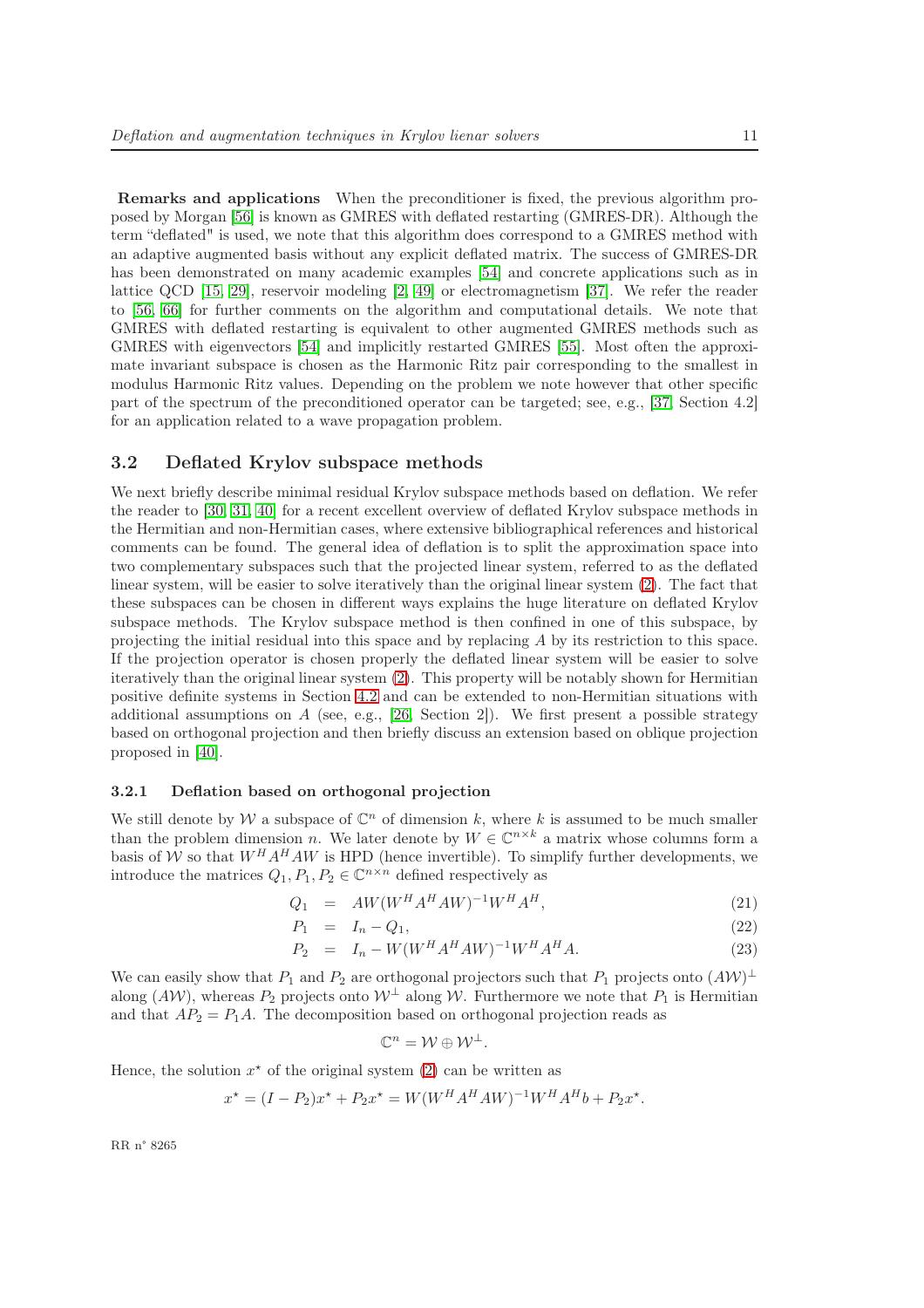**Remarks and applications** When the preconditioner is fixed, the previous algorithm proposed by Morgan [56] is known as GMRES with deflated restarting (GMRES-DR). Although the term "deflated" is used, we note that this algorithm does correspond to a GMRES method with an adaptive augmented basis without any explicit deflated matrix. The success of GMRES-DR has been demonstrated on many academic examples [54] and concrete applications such as in lattice QCD [15, 29], reservoir modeling [2, 49] or electromagnetism [37]. We refer the reader to [56, 66] for further comments on the algorithm and computational details. We note that GMRES with deflated restarting is equivalent to other augmented GMRES methods such as GMRES with eigenvectors [54] and implicitly restarted GMRES [55]. Most often the approximate invariant subspace is chosen as the Harmonic Ritz pair corresponding to the smallest in modulus Harmonic Ritz values. Depending on the problem we note however that other specific part of the spectrum of the preconditioned operator can be targeted; see, e.g., [37, Section 4.2] for an application related to a wave propagation problem.

## 3.2 Deflated Krylov subspace methods

We next briefly describe minimal residual Krylov subspace methods based on deflation. We refer the reader to [30, 31, 40] for a recent excellent overview of deflated Krylov subspace methods in the Hermitian and non-Hermitian cases, where extensive bibliographical references and historical comments can be found. The general idea of deflation is to split the approximation space into two complementary subspaces such that the projected linear system, referred to as the deflated linear system, will be easier to solve iteratively than the original linear system (2). The fact that these subspaces can be chosen in different ways explains the huge literature on deflated Krylov subspace methods. The Krylov subspace method is then confined in one of this subspace, by projecting the initial residual into this space and by replacing $A$ by its restriction to this space. If the projection operator is chosen properly the deflated linear system will be easier to solve iteratively than the original linear system (2). This property will be notably shown for Hermitian positive definite systems in Section 4.2 and can be extended to non-Hermitian situations with additional assumptions on $A$ (see, e.g., [26, Section 2]). We first present a possible strategy based on orthogonal projection and then briefly discuss an extension based on oblique projection proposed in [40].

### 3.2.1 Deflation based on orthogonal projection

We still denote by $\mathcal{W}$ a subspace of $\mathbb{C}^n$ of dimension $k$, where $k$ is assumed to be much smaller than the problem dimension $n$. We later denote by $W \in \mathbb{C}^{n\times k}$ a matrix whose columns form a basis of $\mathcal{W}$ so that $W^H A^H A W$ is HPD (hence invertible). To simplify further developments, we introduce the matrices $Q_1, P_1, P_2 \in \mathbb{C}^{n\times n}$ defined respectively as

$$
\begin{aligned}
Q_1 &= AW(W^H A^H A W)^{-1} W^H A^H, &(21)\\
P_1 &= I_n - Q_1, &(22)\\
P_2 &= I_n - W(W^H A^H A W)^{-1} W^H A^H A. &(23)
\end{aligned}
$$

We can easily show that $P_1$ and $P_2$ are orthogonal projectors such that $P_1$ projects onto $(A\mathcal{W})^\perp$ along $(A\mathcal{W})$, whereas $P_2$ projects onto $\mathcal{W}^\perp$ along $\mathcal{W}$. Furthermore we note that $P_1$ is Hermitian and that $AP_2 = P_1 A$. The decomposition based on orthogonal projection reads as

$$
\mathbb{C}^n = \mathcal{W} \oplus \mathcal{W}^\perp.
$$

Hence, the solution $x^\star$ of the original system (2) can be written as

$$
x^\star = (I - P_2)x^\star + P_2 x^\star = W(W^H A^H A W)^{-1} W^H A^H b + P_2 x^\star.
$$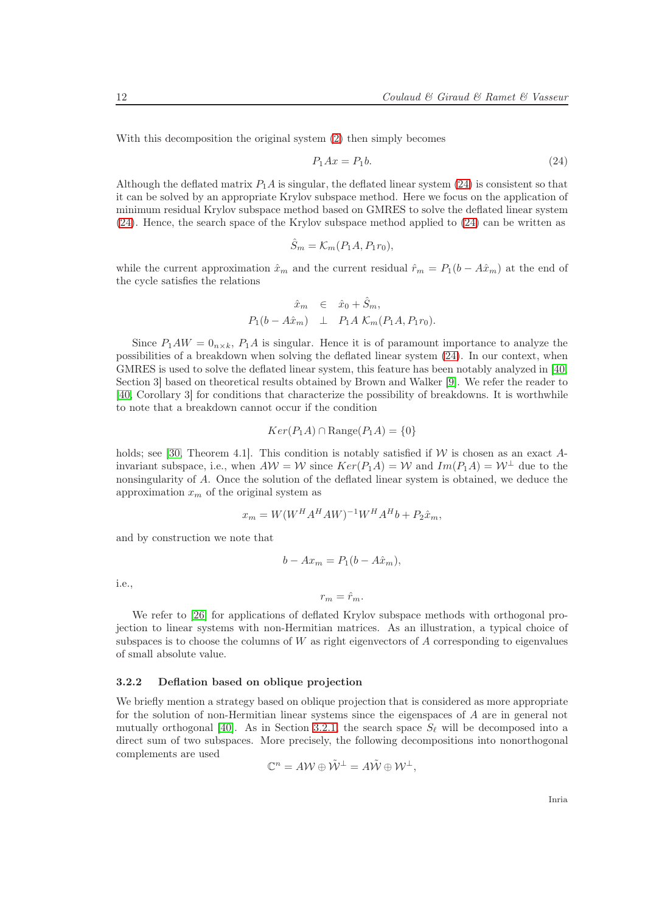With this decomposition the original system (2) then simply becomes

$$P_1 A x = P_1 b. \tag{24}$$

Although the deflated matrix $P_1 A$ is singular, the deflated linear system (24) is consistent so that it can be solved by an appropriate Krylov subspace method. Here we focus on the application of minimum residual Krylov subspace method based on GMRES to solve the deflated linear system (24). Hence, the search space of the Krylov subspace method applied to (24) can be written as

$$\hat{S}_m = \mathcal{K}_m(P_1 A, P_1 r_0),$$

while the current approximation $\hat{x}_m$ and the current residual $\hat{r}_m = P_1(b - A\hat{x}_m)$ at the end of the cycle satisfies the relations

$$\begin{array}{rcl} \hat{x}_m & \in & \hat{x}_0 + \hat{S}_m, \\ P_1(b - A\hat{x}_m) & \perp & P_1 A \, \mathcal{K}_m(P_1 A, P_1 r_0). \end{array}$$

Since $P_1 A W = 0_{n \times k}$, $P_1 A$ is singular. Hence it is of paramount importance to analyze the possibilities of a breakdown when solving the deflated linear system (24). In our context, when GMRES is used to solve the deflated linear system, this feature has been notably analyzed in [40, Section 3] based on theoretical results obtained by Brown and Walker [9]. We refer the reader to [40, Corollary 3] for conditions that characterize the possibility of breakdowns. It is worthwhile to note that a breakdown cannot occur if the condition

$$Ker(P_1 A) \cap \text{Range}(P_1 A) = \{0\}$$

holds; see [30, Theorem 4.1]. This condition is notably satisfied if $\mathcal{W}$ is chosen as an exact $A$-invariant subspace, i.e., when $A\mathcal{W} = \mathcal{W}$ since $Ker(P_1 A) = \mathcal{W}$ and $Im(P_1 A) = \mathcal{W}^\perp$ due to the nonsingularity of $A$. Once the solution of the deflated linear system is obtained, we deduce the approximation $x_m$ of the original system as

$$x_m = W(W^H A^H A W)^{-1} W^H A^H b + P_2 \hat{x}_m,$$

and by construction we note that

$$b - A x_m = P_1(b - A\hat{x}_m),$$

i.e.,

$$r_m = \hat{r}_m.$$

We refer to [26] for applications of deflated Krylov subspace methods with orthogonal projection to linear systems with non-Hermitian matrices. As an illustration, a typical choice of subspaces is to choose the columns of $W$ as right eigenvectors of $A$ corresponding to eigenvalues of small absolute value.

### 3.2.2 Deflation based on oblique projection

We briefly mention a strategy based on oblique projection that is considered as more appropriate for the solution of non-Hermitian linear systems since the eigenspaces of $A$ are in general not mutually orthogonal [40]. As in Section 3.2.1, the search space $S_\ell$ will be decomposed into a direct sum of two subspaces. More precisely, the following decompositions into nonorthogonal complements are used

$$\mathbb{C}^n = A\mathcal{W} \oplus \tilde{\mathcal{W}}^\perp = A\tilde{\mathcal{W}} \oplus \mathcal{W}^\perp,$$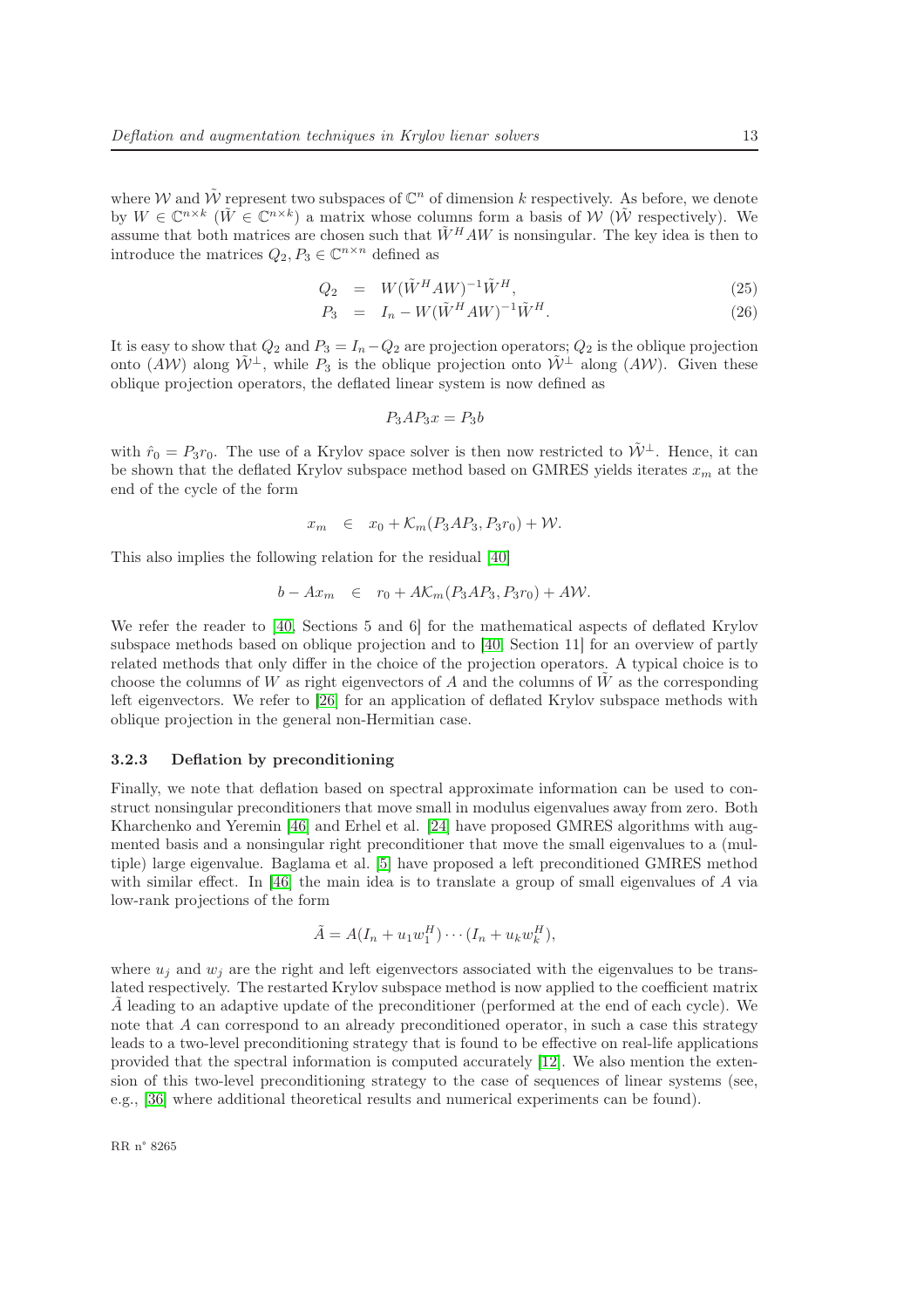where $\mathcal{W}$ and $\tilde{\mathcal{W}}$ represent two subspaces of $\mathbb{C}^n$ of dimension $k$ respectively. As before, we denote by $W \in \mathbb{C}^{n\times k}$ ($\tilde{W} \in \mathbb{C}^{n\times k}$) a matrix whose columns form a basis of $\mathcal{W}$ ($\tilde{\mathcal{W}}$ respectively). We assume that both matrices are chosen such that $\tilde{W}^H AW$ is nonsingular. The key idea is then to introduce the matrices $Q_2, P_3 \in \mathbb{C}^{n\times n}$ defined as

$$
\begin{aligned}
Q_2 &= W(\tilde{W}^H AW)^{-1}\tilde{W}^H, &(25)\\
P_3 &= I_n - W(\tilde{W}^H AW)^{-1}\tilde{W}^H. &(26)
\end{aligned}
$$

It is easy to show that $Q_2$ and $P_3 = I_n - Q_2$ are projection operators; $Q_2$ is the oblique projection onto $(A\mathcal{W})$ along $\tilde{\mathcal{W}}^\perp$, while $P_3$ is the oblique projection onto $\tilde{\mathcal{W}}^\perp$ along $(A\mathcal{W})$. Given these oblique projection operators, the deflated linear system is now defined as

$$P_3AP_3x = P_3b$$

with $\hat{r}_0 = P_3r_0$. The use of a Krylov space solver is then now restricted to $\tilde{\mathcal{W}}^\perp$. Hence, it can be shown that the deflated Krylov subspace method based on GMRES yields iterates $x_m$ at the end of the cycle of the form

$$x_m \in x_0 + \mathcal{K}_m(P_3AP_3, P_3r_0) + \mathcal{W}.$$

This also implies the following relation for the residual [40]

$$b - Ax_m \in r_0 + A\mathcal{K}_m(P_3AP_3, P_3r_0) + A\mathcal{W}.$$

We refer the reader to [40, Sections 5 and 6] for the mathematical aspects of deflated Krylov subspace methods based on oblique projection and to [40, Section 11] for an overview of partly related methods that only differ in the choice of the projection operators. A typical choice is to choose the columns of $W$ as right eigenvectors of $A$ and the columns of $\tilde{W}$ as the corresponding left eigenvectors. We refer to [26] for an application of deflated Krylov subspace methods with oblique projection in the general non-Hermitian case.

### 3.2.3 Deflation by preconditioning

Finally, we note that deflation based on spectral approximate information can be used to construct nonsingular preconditioners that move small in modulus eigenvalues away from zero. Both Kharchenko and Yeremin [46] and Erhel et al. [24] have proposed GMRES algorithms with augmented basis and a nonsingular right preconditioner that move the small eigenvalues to a (multiple) large eigenvalue. Baglama et al. [5] have proposed a left preconditioned GMRES method with similar effect. In [46] the main idea is to translate a group of small eigenvalues of $A$ via low-rank projections of the form

$$\tilde{A} = A(I_n + u_1w_1^H)\cdots(I_n + u_kw_k^H),$$

where $u_j$ and $w_j$ are the right and left eigenvectors associated with the eigenvalues to be translated respectively. The restarted Krylov subspace method is now applied to the coefficient matrix $\tilde{A}$ leading to an adaptive update of the preconditioner (performed at the end of each cycle). We note that $A$ can correspond to an already preconditioned operator, in such a case this strategy leads to a two-level preconditioning strategy that is found to be effective on real-life applications provided that the spectral information is computed accurately [12]. We also mention the extension of this two-level preconditioning strategy to the case of sequences of linear systems (see, e.g., [36] where additional theoretical results and numerical experiments can be found).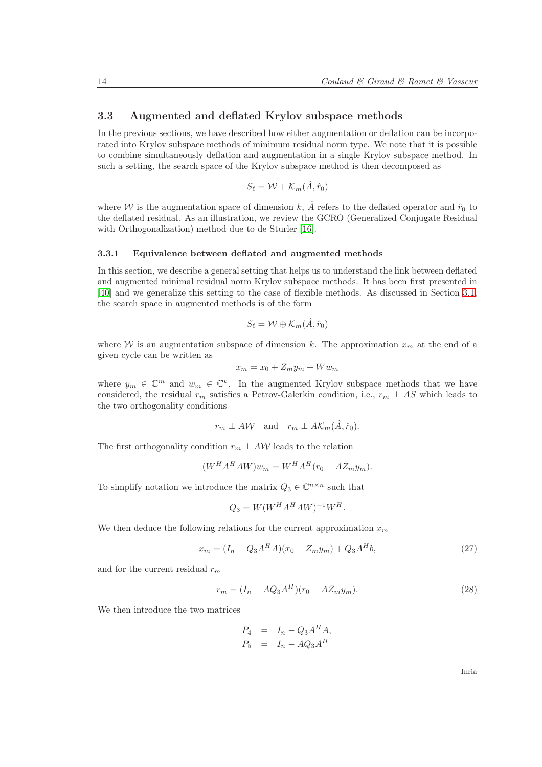### 3.3 Augmented and deflated Krylov subspace methods

In the previous sections, we have described how either augmentation or deflation can be incorporated into Krylov subspace methods of minimum residual norm type. We note that it is possible to combine simultaneously deflation and augmentation in a single Krylov subspace method. In such a setting, the search space of the Krylov subspace method is then decomposed as

$$S_\ell = \mathcal{W} + \mathcal{K}_m(\hat{A}, \hat{r}_0)$$

where $\mathcal{W}$ is the augmentation space of dimension $k$, $\hat{A}$ refers to the deflated operator and $\hat{r}_0$ to the deflated residual. As an illustration, we review the GCRO (Generalized Conjugate Residual with Orthogonalization) method due to de Sturler [16].

#### 3.3.1 Equivalence between deflated and augmented methods

In this section, we describe a general setting that helps us to understand the link between deflated and augmented minimal residual norm Krylov subspace methods. It has been first presented in [40] and we generalize this setting to the case of flexible methods. As discussed in Section 3.1, the search space in augmented methods is of the form

$$S_\ell = \mathcal{W} \oplus \mathcal{K}_m(\hat{A}, \hat{r}_0)$$

where $\mathcal{W}$ is an augmentation subspace of dimension $k$. The approximation $x_m$ at the end of a given cycle can be written as

$$x_m = x_0 + Z_m y_m + W w_m$$

where $y_m \in \mathbb{C}^m$ and $w_m \in \mathbb{C}^k$. In the augmented Krylov subspace methods that we have considered, the residual $r_m$ satisfies a Petrov-Galerkin condition, i.e., $r_m \perp AS$ which leads to the two orthogonality conditions

$$r_m \perp A\mathcal{W} \quad \text{and} \quad r_m \perp A\mathcal{K}_m(\hat{A}, \hat{r}_0).$$

The first orthogonality condition $r_m \perp A\mathcal{W}$ leads to the relation

$$(W^H A^H A W) w_m = W^H A^H (r_0 - A Z_m y_m).$$

To simplify notation we introduce the matrix $Q_3 \in \mathbb{C}^{n \times n}$ such that

$$Q_3 = W (W^H A^H A W)^{-1} W^H.$$

We then deduce the following relations for the current approximation $x_m$

$$x_m = (I_n - Q_3 A^H A)(x_0 + Z_m y_m) + Q_3 A^H b, \tag{27}$$

and for the current residual $r_m$

$$r_m = (I_n - A Q_3 A^H)(r_0 - A Z_m y_m). \tag{28}$$

We then introduce the two matrices

$$\begin{aligned} P_4 &= I_n - Q_3 A^H A, \\ P_5 &= I_n - A Q_3 A^H \end{aligned}$$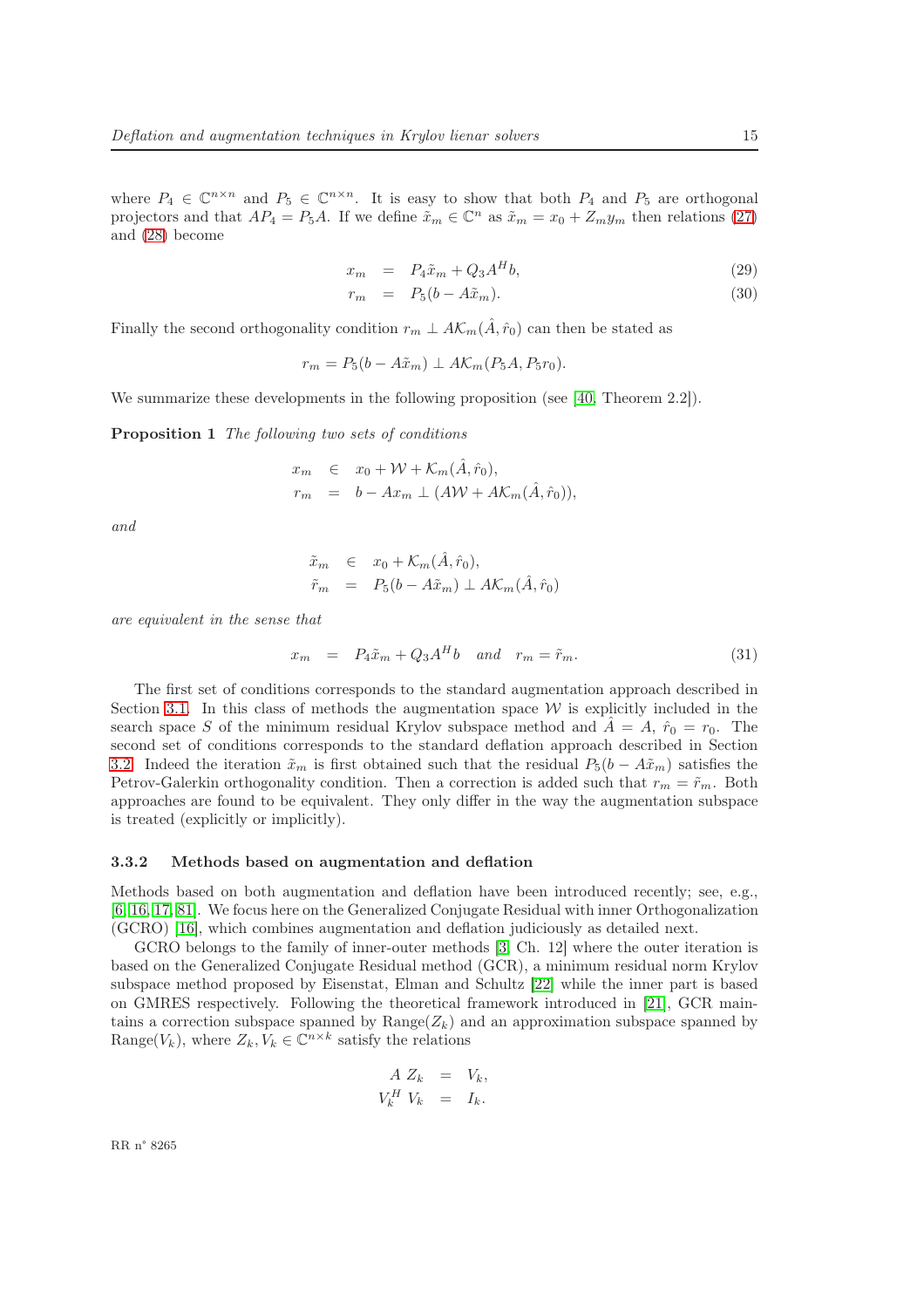where $P_4 \in \mathbb{C}^{n \times n}$ and $P_5 \in \mathbb{C}^{n \times n}$. It is easy to show that both $P_4$ and $P_5$ are orthogonal projectors and that $AP_4 = P_5 A$. If we define $\tilde{x}_m \in \mathbb{C}^n$ as $\tilde{x}_m = x_0 + Z_m y_m$ then relations (27) and (28) become

$$
\begin{aligned}
x_m &= P_4 \tilde{x}_m + Q_3 A^H b, &(29)\\
r_m &= P_5 (b - A\tilde{x}_m). &(30)
\end{aligned}
$$

Finally the second orthogonality condition $r_m \perp A\mathcal{K}_m(\hat{A}, \hat{r}_0)$ can then be stated as

$$
r_m = P_5(b - A\tilde{x}_m) \perp A\mathcal{K}_m(P_5 A, P_5 r_0).
$$

We summarize these developments in the following proposition (see [40, Theorem 2.2]).

**Proposition 1** *The following two sets of conditions*

$$
\begin{aligned}
x_m &\in x_0 + \mathcal{W} + \mathcal{K}_m(\hat{A}, \hat{r}_0),\\
r_m &= b - Ax_m \perp (A\mathcal{W} + A\mathcal{K}_m(\hat{A}, \hat{r}_0)),
\end{aligned}
$$

*and*

$$
\begin{aligned}
\tilde{x}_m &\in x_0 + \mathcal{K}_m(\hat{A}, \hat{r}_0),\\
\tilde{r}_m &= P_5(b - A\tilde{x}_m) \perp A\mathcal{K}_m(\hat{A}, \hat{r}_0)
\end{aligned}
$$

*are equivalent in the sense that*

$$
x_m = P_4 \tilde{x}_m + Q_3 A^H b \quad \text{and} \quad r_m = \tilde{r}_m. \tag{31}
$$

The first set of conditions corresponds to the standard augmentation approach described in Section 3.1. In this class of methods the augmentation space $\mathcal{W}$ is explicitly included in the search space $S$ of the minimum residual Krylov subspace method and $\hat{A} = A$, $\hat{r}_0 = r_0$. The second set of conditions corresponds to the standard deflation approach described in Section 3.2. Indeed the iteration $\tilde{x}_m$ is first obtained such that the residual $P_5(b - A\tilde{x}_m)$ satisfies the Petrov-Galerkin orthogonality condition. Then a correction is added such that $r_m = \tilde{r}_m$. Both approaches are found to be equivalent. They only differ in the way the augmentation subspace is treated (explicitly or implicitly).

### 3.3.2 Methods based on augmentation and deflation

Methods based on both augmentation and deflation have been introduced recently; see, e.g., [6, 16, 17, 81]. We focus here on the Generalized Conjugate Residual with inner Orthogonalization (GCRO) [16], which combines augmentation and deflation judiciously as detailed next.

GCRO belongs to the family of inner-outer methods [3, Ch. 12] where the outer iteration is based on the Generalized Conjugate Residual method (GCR), a minimum residual norm Krylov subspace method proposed by Eisenstat, Elman and Schultz [22] while the inner part is based on GMRES respectively. Following the theoretical framework introduced in [21], GCR maintains a correction subspace spanned by Range($Z_k$) and an approximation subspace spanned by Range($V_k$), where $Z_k, V_k \in \mathbb{C}^{n \times k}$ satisfy the relations

$$
\begin{aligned}
A\, Z_k &= V_k,\\
V_k^H\, V_k &= I_k.
\end{aligned}
$$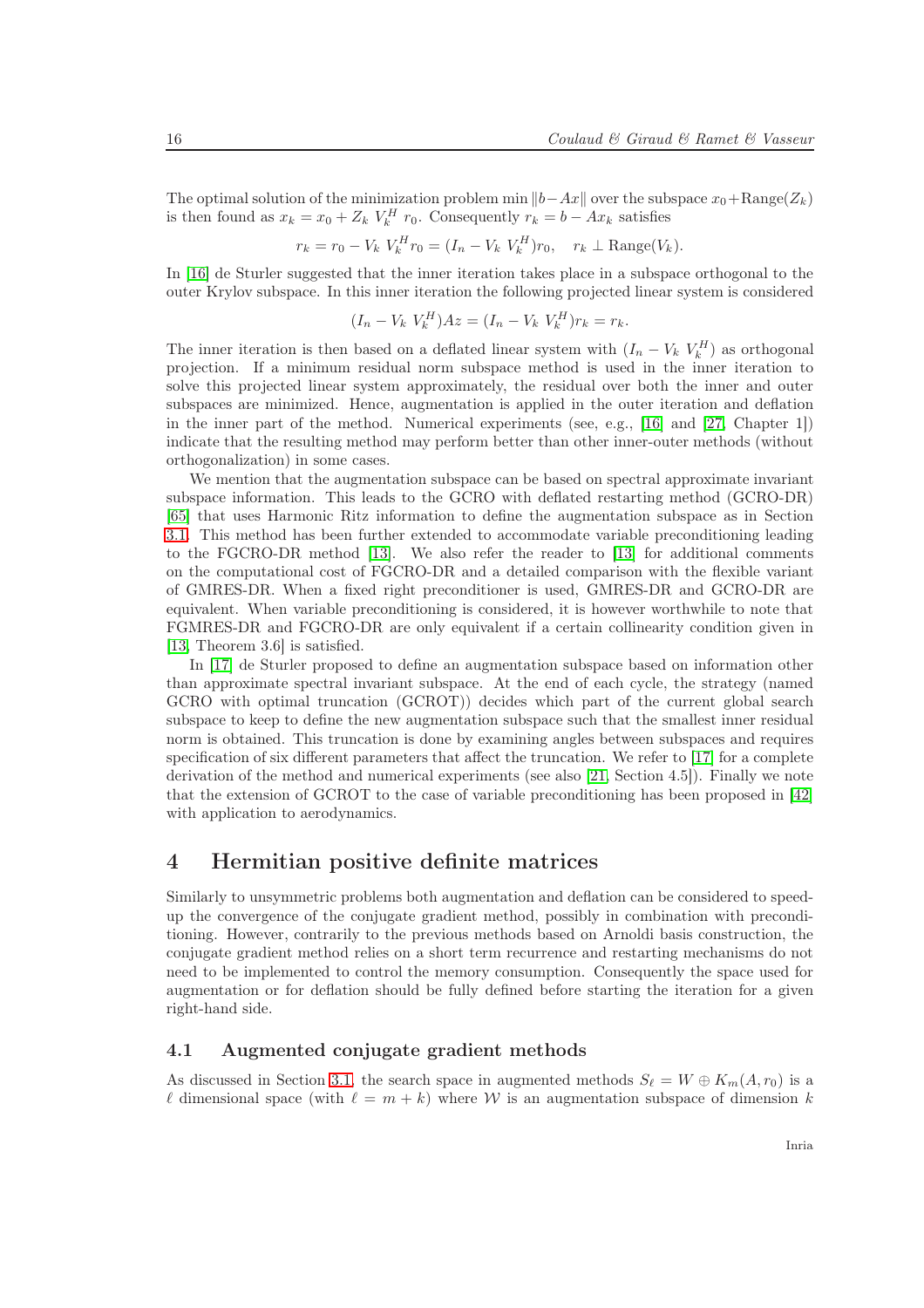The optimal solution of the minimization problem $\min \|b - Ax\|$ over the subspace $x_0 + \text{Range}(Z_k)$ is then found as $x_k = x_0 + Z_k \, V_k^H \, r_0$. Consequently $r_k = b - Ax_k$ satisfies

$$r_k = r_0 - V_k \, V_k^H r_0 = (I_n - V_k \, V_k^H) r_0, \quad r_k \perp \text{Range}(V_k).$$

In [16] de Sturler suggested that the inner iteration takes place in a subspace orthogonal to the outer Krylov subspace. In this inner iteration the following projected linear system is considered

$$(I_n - V_k \, V_k^H) A z = (I_n - V_k \, V_k^H) r_k = r_k.$$

The inner iteration is then based on a deflated linear system with $(I_n - V_k \, V_k^H)$ as orthogonal projection. If a minimum residual norm subspace method is used in the inner iteration to solve this projected linear system approximately, the residual over both the inner and outer subspaces are minimized. Hence, augmentation is applied in the outer iteration and deflation in the inner part of the method. Numerical experiments (see, e.g., [16] and [27, Chapter 1]) indicate that the resulting method may perform better than other inner-outer methods (without orthogonalization) in some cases.

We mention that the augmentation subspace can be based on spectral approximate invariant subspace information. This leads to the GCRO with deflated restarting method (GCRO-DR) [65] that uses Harmonic Ritz information to define the augmentation subspace as in Section 3.1. This method has been further extended to accommodate variable preconditioning leading to the FGCRO-DR method [13]. We also refer the reader to [13] for additional comments on the computational cost of FGCRO-DR and a detailed comparison with the flexible variant of GMRES-DR. When a fixed right preconditioner is used, GMRES-DR and GCRO-DR are equivalent. When variable preconditioning is considered, it is however worthwhile to note that FGMRES-DR and FGCRO-DR are only equivalent if a certain collinearity condition given in [13, Theorem 3.6] is satisfied.

In [17] de Sturler proposed to define an augmentation subspace based on information other than approximate spectral invariant subspace. At the end of each cycle, the strategy (named GCRO with optimal truncation (GCROT)) decides which part of the current global search subspace to keep to define the new augmentation subspace such that the smallest inner residual norm is obtained. This truncation is done by examining angles between subspaces and requires specification of six different parameters that affect the truncation. We refer to [17] for a complete derivation of the method and numerical experiments (see also [21, Section 4.5]). Finally we note that the extension of GCROT to the case of variable preconditioning has been proposed in [42] with application to aerodynamics.

# 4 Hermitian positive definite matrices

Similarly to unsymmetric problems both augmentation and deflation can be considered to speed-up the convergence of the conjugate gradient method, possibly in combination with preconditioning. However, contrarily to the previous methods based on Arnoldi basis construction, the conjugate gradient method relies on a short term recurrence and restarting mechanisms do not need to be implemented to control the memory consumption. Consequently the space used for augmentation or for deflation should be fully defined before starting the iteration for a given right-hand side.

## 4.1 Augmented conjugate gradient methods

As discussed in Section 3.1, the search space in augmented methods $S_\ell = W \oplus K_m(A, r_0)$ is a $\ell$ dimensional space (with $\ell = m + k$) where $\mathcal{W}$ is an augmentation subspace of dimension $k$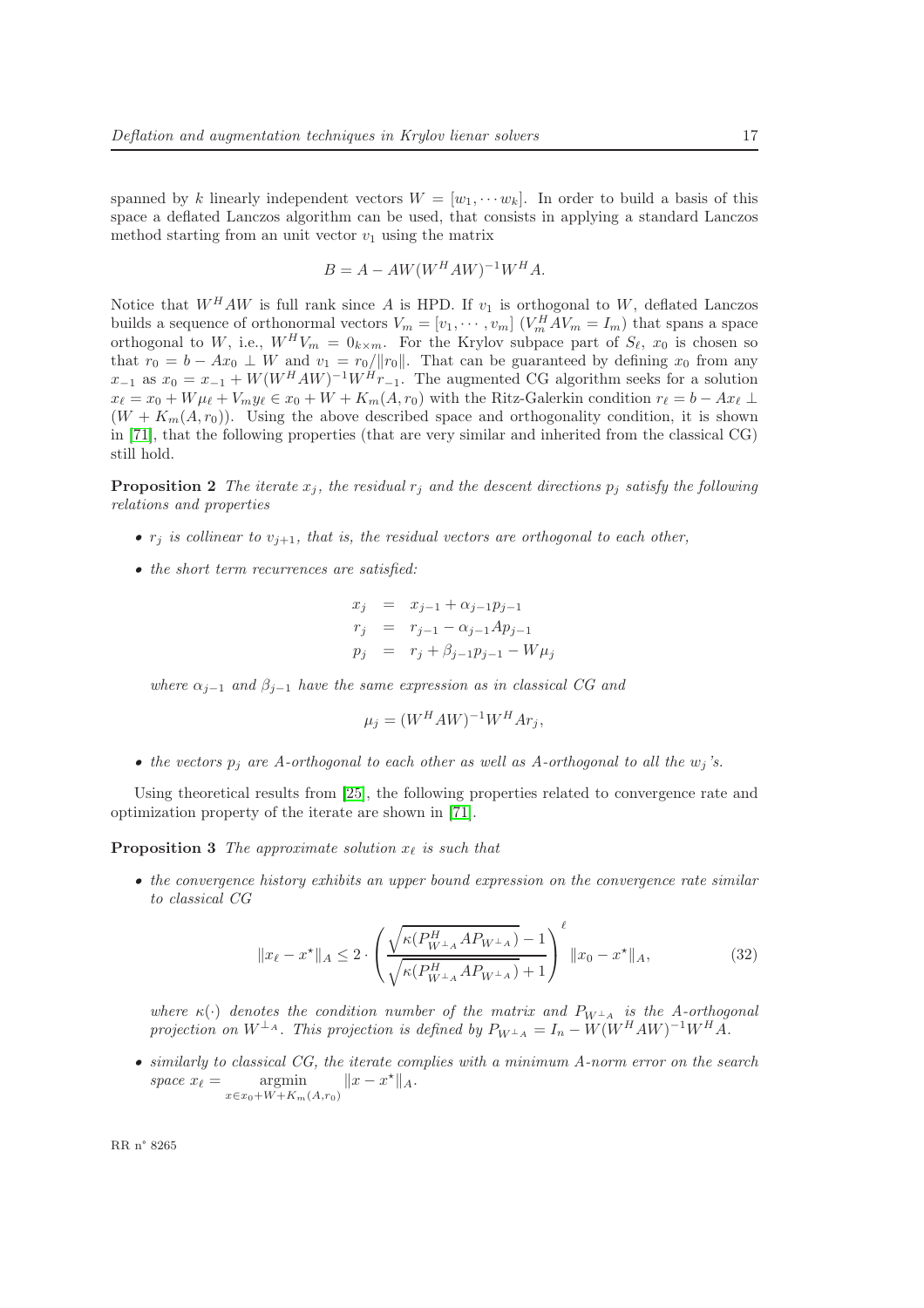spanned by $k$ linearly independent vectors $W = [w_1, \cdots w_k]$. In order to build a basis of this space a deflated Lanczos algorithm can be used, that consists in applying a standard Lanczos method starting from an unit vector $v_1$ using the matrix

$$B = A - AW(W^H AW)^{-1} W^H A.$$

Notice that $W^H AW$ is full rank since $A$ is HPD. If $v_1$ is orthogonal to $W$, deflated Lanczos builds a sequence of orthonormal vectors $V_m = [v_1, \cdots, v_m]$ ($V_m^H AV_m = I_m$) that spans a space orthogonal to $W$, i.e., $W^H V_m = 0_{k\times m}$. For the Krylov subpace part of $S_\ell$, $x_0$ is chosen so that $r_0 = b - Ax_0 \perp W$ and $v_1 = r_0/\|r_0\|$. That can be guaranteed by defining $x_0$ from any $x_{-1}$ as $x_0 = x_{-1} + W(W^H AW)^{-1} W^H r_{-1}$. The augmented CG algorithm seeks for a solution $x_\ell = x_0 + W\mu_\ell + V_m y_\ell \in x_0 + W + K_m(A, r_0)$ with the Ritz-Galerkin condition $r_\ell = b - Ax_\ell \perp (W + K_m(A, r_0))$. Using the above described space and orthogonality condition, it is shown in [71], that the following properties (that are very similar and inherited from the classical CG) still hold.

**Proposition 2** *The iterate $x_j$, the residual $r_j$ and the descent directions $p_j$ satisfy the following relations and properties*

- *$r_j$ is collinear to $v_{j+1}$, that is, the residual vectors are orthogonal to each other,*
- *the short term recurrences are satisfied:*

$$\begin{aligned} x_j &= x_{j-1} + \alpha_{j-1} p_{j-1} \\ r_j &= r_{j-1} - \alpha_{j-1} A p_{j-1} \\ p_j &= r_j + \beta_{j-1} p_{j-1} - W\mu_j \end{aligned}$$

*where $\alpha_{j-1}$ and $\beta_{j-1}$ have the same expression as in classical CG and*

$$\mu_j = (W^H AW)^{-1} W^H A r_j,$$

- *the vectors $p_j$ are $A$-orthogonal to each other as well as $A$-orthogonal to all the $w_j$'s.*

Using theoretical results from [25], the following properties related to convergence rate and optimization property of the iterate are shown in [71].

**Proposition 3** *The approximate solution $x_\ell$ is such that*

- *the convergence history exhibits an upper bound expression on the convergence rate similar to classical CG*

$$\|x_\ell - x^\star\|_A \leq 2 \cdot \left( \frac{\sqrt{\kappa(P_{W^{\perp_A}}^H A P_{W^{\perp_A}})} - 1}{\sqrt{\kappa(P_{W^{\perp_A}}^H A P_{W^{\perp_A}})} + 1} \right)^\ell \|x_0 - x^\star\|_A, \tag{32}$$

*where $\kappa(\cdot)$ denotes the condition number of the matrix and $P_{W^{\perp_A}}$ is the $A$-orthogonal projection on $W^{\perp_A}$. This projection is defined by $P_{W^{\perp_A}} = I_n - W(W^H AW)^{-1} W^H A$.*

- *similarly to classical CG, the iterate complies with a minimum $A$-norm error on the search space $x_\ell = \underset{x \in x_0 + W + K_m(A, r_0)}{\operatorname{argmin}} \|x - x^\star\|_A$.*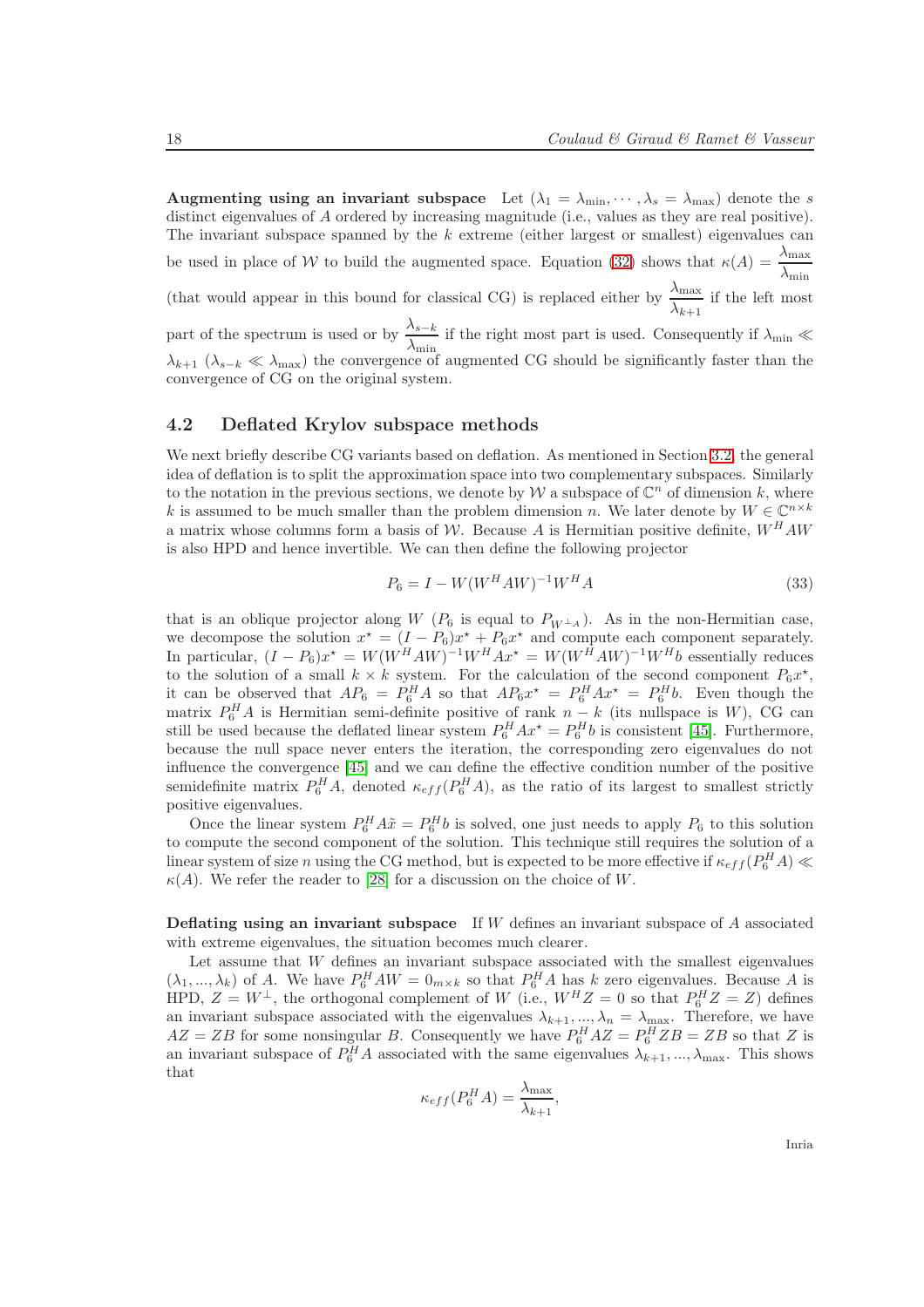**Augmenting using an invariant subspace** Let $(\lambda_1 = \lambda_{\min}, \cdots, \lambda_s = \lambda_{\max})$ denote the $s$ distinct eigenvalues of $A$ ordered by increasing magnitude (i.e., values as they are real positive). The invariant subspace spanned by the $k$ extreme (either largest or smallest) eigenvalues can be used in place of $\mathcal{W}$ to build the augmented space. Equation (32) shows that $\kappa(A) = \frac{\lambda_{\max}}{\lambda_{\min}}$ (that would appear in this bound for classical CG) is replaced either by $\frac{\lambda_{\max}}{\lambda_{k+1}}$ if the left most part of the spectrum is used or by $\frac{\lambda_{s-k}}{\lambda_{\min}}$ if the right most part is used. Consequently if $\lambda_{\min} \ll \lambda_{k+1}$ ($\lambda_{s-k} \ll \lambda_{\max}$) the convergence of augmented CG should be significantly faster than the convergence of CG on the original system.

## 4.2 Deflated Krylov subspace methods

We next briefly describe CG variants based on deflation. As mentioned in Section 3.2, the general idea of deflation is to split the approximation space into two complementary subspaces. Similarly to the notation in the previous sections, we denote by $\mathcal{W}$ a subspace of $\mathbb{C}^n$ of dimension $k$, where $k$ is assumed to be much smaller than the problem dimension $n$. We later denote by $W \in \mathbb{C}^{n \times k}$ a matrix whose columns form a basis of $\mathcal{W}$. Because $A$ is Hermitian positive definite, $W^H A W$ is also HPD and hence invertible. We can then define the following projector

$$P_6 = I - W(W^H A W)^{-1} W^H A \tag{33}$$

that is an oblique projector along $W$ ($P_6$ is equal to $P_{W^{\perp_A}}$). As in the non-Hermitian case, we decompose the solution $x^\star = (I - P_6)x^\star + P_6 x^\star$ and compute each component separately. In particular, $(I - P_6)x^\star = W(W^H A W)^{-1} W^H A x^\star = W(W^H A W)^{-1} W^H b$ essentially reduces to the solution of a small $k \times k$ system. For the calculation of the second component $P_6 x^\star$, it can be observed that $AP_6 = P_6^H A$ so that $AP_6 x^\star = P_6^H A x^\star = P_6^H b$. Even though the matrix $P_6^H A$ is Hermitian semi-definite positive of rank $n - k$ (its nullspace is $W$), CG can still be used because the deflated linear system $P_6^H A x^\star = P_6^H b$ is consistent [45]. Furthermore, because the null space never enters the iteration, the corresponding zero eigenvalues do not influence the convergence [45] and we can define the effective condition number of the positive semidefinite matrix $P_6^H A$, denoted $\kappa_{eff}(P_6^H A)$, as the ratio of its largest to smallest strictly positive eigenvalues.

Once the linear system $P_6^H A \tilde{x} = P_6^H b$ is solved, one just needs to apply $P_6$ to this solution to compute the second component of the solution. This technique still requires the solution of a linear system of size $n$ using the CG method, but is expected to be more effective if $\kappa_{eff}(P_6^H A) \ll \kappa(A)$. We refer the reader to [28] for a discussion on the choice of $W$.

**Deflating using an invariant subspace** If $W$ defines an invariant subspace of $A$ associated with extreme eigenvalues, the situation becomes much clearer.

Let assume that $W$ defines an invariant subspace associated with the smallest eigenvalues $(\lambda_1, ..., \lambda_k)$ of $A$. We have $P_6^H A W = 0_{m \times k}$ so that $P_6^H A$ has $k$ zero eigenvalues. Because $A$ is HPD, $Z = W^\perp$, the orthogonal complement of $W$ (i.e., $W^H Z = 0$ so that $P_6^H Z = Z$) defines an invariant subspace associated with the eigenvalues $\lambda_{k+1}, ..., \lambda_n = \lambda_{\max}$. Therefore, we have $AZ = ZB$ for some nonsingular $B$. Consequently we have $P_6^H A Z = P_6^H Z B = Z B$ so that $Z$ is an invariant subspace of $P_6^H A$ associated with the same eigenvalues $\lambda_{k+1}, ..., \lambda_{\max}$. This shows that

$$\kappa_{eff}(P_6^H A) = \frac{\lambda_{\max}}{\lambda_{k+1}},$$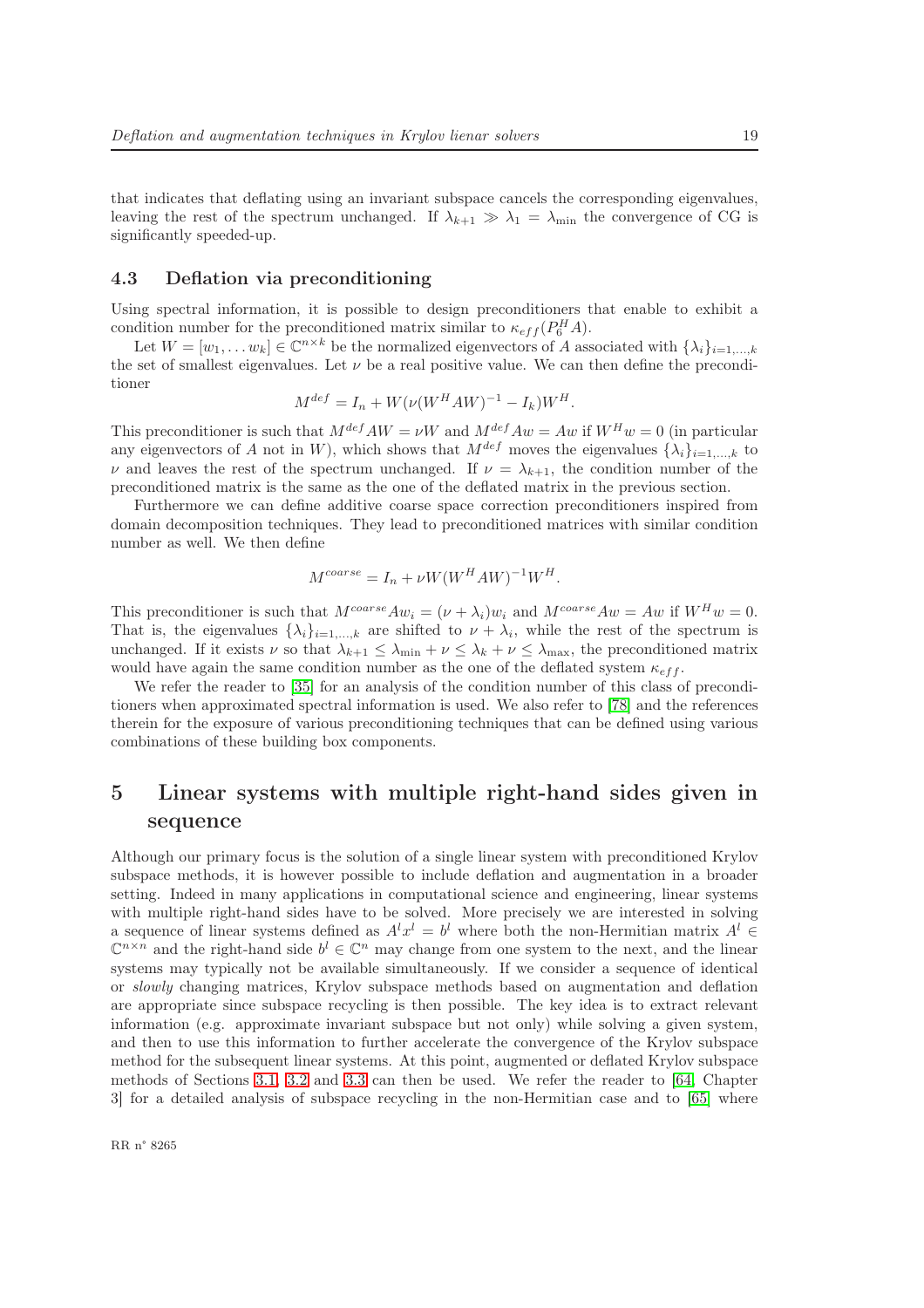that indicates that deflating using an invariant subspace cancels the corresponding eigenvalues, leaving the rest of the spectrum unchanged. If $\lambda_{k+1} \gg \lambda_1 = \lambda_{\min}$ the convergence of CG is significantly speeded-up.

### 4.3 Deflation via preconditioning

Using spectral information, it is possible to design preconditioners that enable to exhibit a condition number for the preconditioned matrix similar to $\kappa_{eff}(P_6^H A)$.

Let $W = [w_1, \ldots w_k] \in \mathbb{C}^{n \times k}$ be the normalized eigenvectors of $A$ associated with $\{\lambda_i\}_{i=1,\ldots,k}$ the set of smallest eigenvalues. Let $\nu$ be a real positive value. We can then define the preconditioner

$$M^{def} = I_n + W(\nu(W^H A W)^{-1} - I_k)W^H.$$

This preconditioner is such that $M^{def} AW = \nu W$ and $M^{def} Aw = Aw$ if $W^H w = 0$ (in particular any eigenvectors of $A$ not in $W$), which shows that $M^{def}$ moves the eigenvalues $\{\lambda_i\}_{i=1,\ldots,k}$ to $\nu$ and leaves the rest of the spectrum unchanged. If $\nu = \lambda_{k+1}$, the condition number of the preconditioned matrix is the same as the one of the deflated matrix in the previous section.

Furthermore we can define additive coarse space correction preconditioners inspired from domain decomposition techniques. They lead to preconditioned matrices with similar condition number as well. We then define

$$M^{coarse} = I_n + \nu W(W^H A W)^{-1} W^H.$$

This preconditioner is such that $M^{coarse} A w_i = (\nu + \lambda_i) w_i$ and $M^{coarse} A w = Aw$ if $W^H w = 0$. That is, the eigenvalues $\{\lambda_i\}_{i=1,\ldots,k}$ are shifted to $\nu + \lambda_i$, while the rest of the spectrum is unchanged. If it exists $\nu$ so that $\lambda_{k+1} \le \lambda_{\min} + \nu \le \lambda_k + \nu \le \lambda_{\max}$, the preconditioned matrix would have again the same condition number as the one of the deflated system $\kappa_{eff}$.

We refer the reader to [35] for an analysis of the condition number of this class of preconditioners when approximated spectral information is used. We also refer to [78] and the references therein for the exposure of various preconditioning techniques that can be defined using various combinations of these building box components.

## 5 Linear systems with multiple right-hand sides given in sequence

Although our primary focus is the solution of a single linear system with preconditioned Krylov subspace methods, it is however possible to include deflation and augmentation in a broader setting. Indeed in many applications in computational science and engineering, linear systems with multiple right-hand sides have to be solved. More precisely we are interested in solving a sequence of linear systems defined as $A^l x^l = b^l$ where both the non-Hermitian matrix $A^l \in \mathbb{C}^{n \times n}$ and the right-hand side $b^l \in \mathbb{C}^n$ may change from one system to the next, and the linear systems may typically not be available simultaneously. If we consider a sequence of identical or *slowly* changing matrices, Krylov subspace methods based on augmentation and deflation are appropriate since subspace recycling is then possible. The key idea is to extract relevant information (e.g. approximate invariant subspace but not only) while solving a given system, and then to use this information to further accelerate the convergence of the Krylov subspace method for the subsequent linear systems. At this point, augmented or deflated Krylov subspace methods of Sections 3.1, 3.2 and 3.3 can then be used. We refer the reader to [64, Chapter 3] for a detailed analysis of subspace recycling in the non-Hermitian case and to [65] where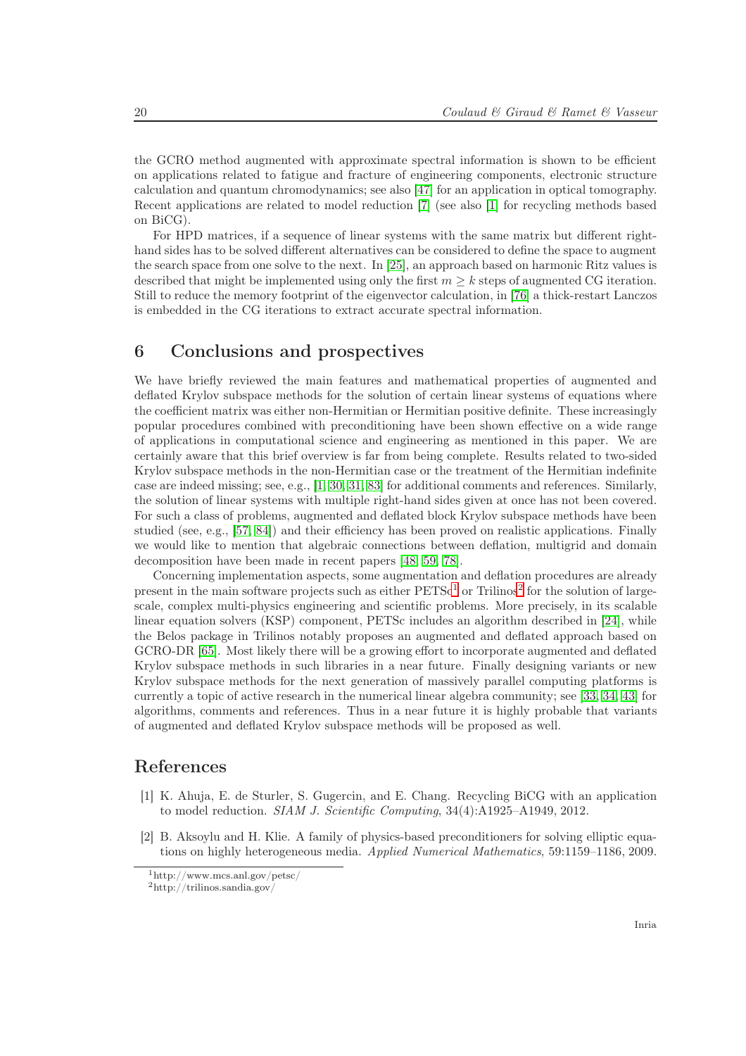the GCRO method augmented with approximate spectral information is shown to be efficient on applications related to fatigue and fracture of engineering components, electronic structure calculation and quantum chromodynamics; see also [47] for an application in optical tomography. Recent applications are related to model reduction [7] (see also [1] for recycling methods based on BiCG).

For HPD matrices, if a sequence of linear systems with the same matrix but different right-hand sides has to be solved different alternatives can be considered to define the space to augment the search space from one solve to the next. In [25], an approach based on harmonic Ritz values is described that might be implemented using only the first $m \geq k$ steps of augmented CG iteration. Still to reduce the memory footprint of the eigenvector calculation, in [76] a thick-restart Lanczos is embedded in the CG iterations to extract accurate spectral information.

## 6 Conclusions and prospectives

We have briefly reviewed the main features and mathematical properties of augmented and deflated Krylov subspace methods for the solution of certain linear systems of equations where the coefficient matrix was either non-Hermitian or Hermitian positive definite. These increasingly popular procedures combined with preconditioning have been shown effective on a wide range of applications in computational science and engineering as mentioned in this paper. We are certainly aware that this brief overview is far from being complete. Results related to two-sided Krylov subspace methods in the non-Hermitian case or the treatment of the Hermitian indefinite case are indeed missing; see, e.g., [1, 30, 31, 83] for additional comments and references. Similarly, the solution of linear systems with multiple right-hand sides given at once has not been covered. For such a class of problems, augmented and deflated block Krylov subspace methods have been studied (see, e.g., [57, 84]) and their efficiency has been proved on realistic applications. Finally we would like to mention that algebraic connections between deflation, multigrid and domain decomposition have been made in recent papers [48, 59, 78].

Concerning implementation aspects, some augmentation and deflation procedures are already present in the main software projects such as either PETSc[1] or Trilinos[2] for the solution of large-scale, complex multi-physics engineering and scientific problems. More precisely, in its scalable linear equation solvers (KSP) component, PETSc includes an algorithm described in [24], while the Belos package in Trilinos notably proposes an augmented and deflated approach based on GCRO-DR [65]. Most likely there will be a growing effort to incorporate augmented and deflated Krylov subspace methods in such libraries in a near future. Finally designing variants or new Krylov subspace methods for the next generation of massively parallel computing platforms is currently a topic of active research in the numerical linear algebra community; see [33, 34, 43] for algorithms, comments and references. Thus in a near future it is highly probable that variants of augmented and deflated Krylov subspace methods will be proposed as well.

## References

[1] K. Ahuja, E. de Sturler, S. Gugercin, and E. Chang. Recycling BiCG with an application to model reduction. *SIAM J. Scientific Computing*, 34(4):A1925–A1949, 2012.

[2] B. Aksoylu and H. Klie. A family of physics-based preconditioners for solving elliptic equations on highly heterogeneous media. *Applied Numerical Mathematics*, 59:1159–1186, 2009.

[1] http://www.mcs.anl.gov/petsc/

[2] http://trilinos.sandia.gov/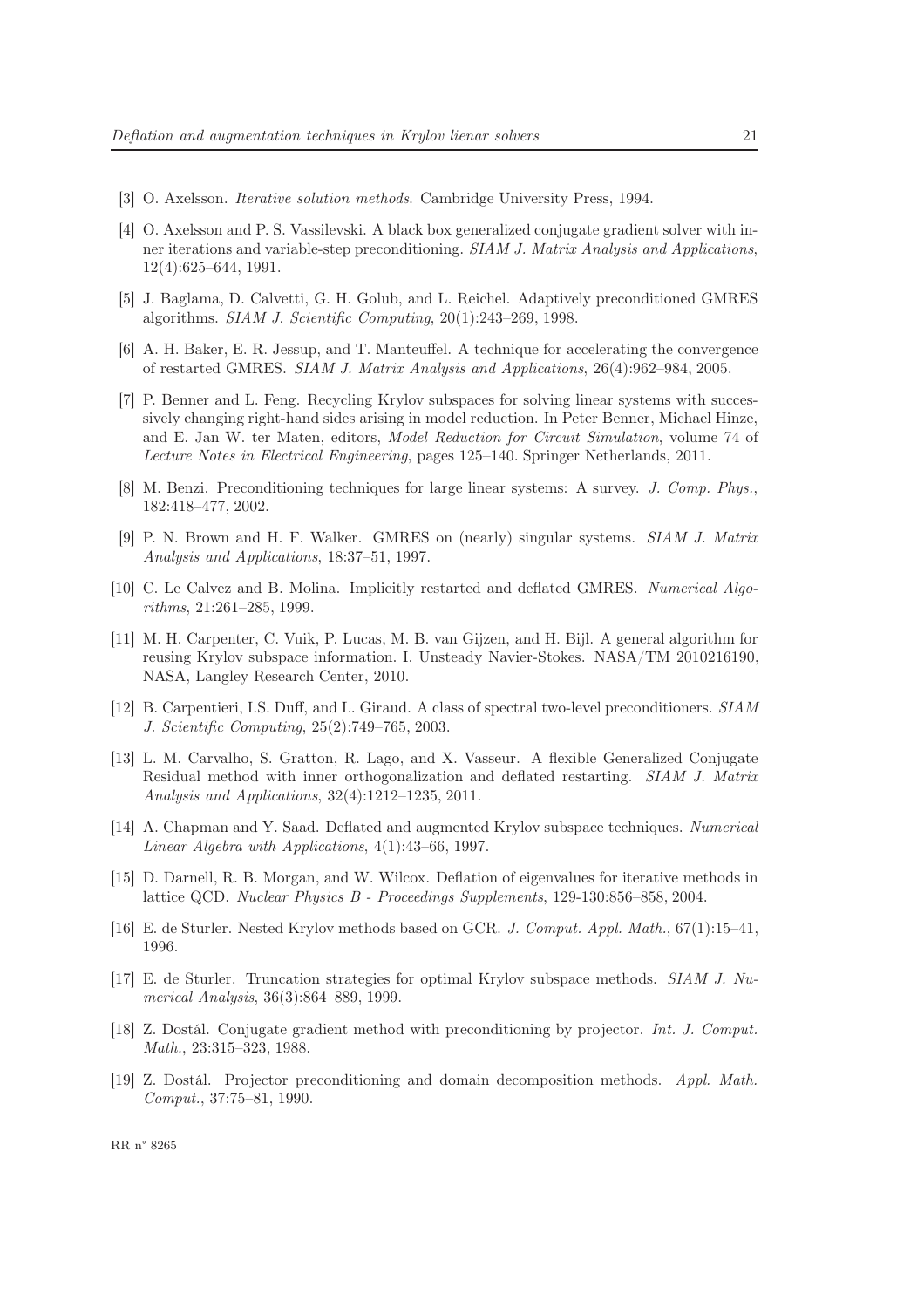- [3] O. Axelsson. *Iterative solution methods*. Cambridge University Press, 1994.
- [4] O. Axelsson and P. S. Vassilevski. A black box generalized conjugate gradient solver with inner iterations and variable-step preconditioning. *SIAM J. Matrix Analysis and Applications*, 12(4):625–644, 1991.
- [5] J. Baglama, D. Calvetti, G. H. Golub, and L. Reichel. Adaptively preconditioned GMRES algorithms. *SIAM J. Scientific Computing*, 20(1):243–269, 1998.
- [6] A. H. Baker, E. R. Jessup, and T. Manteuffel. A technique for accelerating the convergence of restarted GMRES. *SIAM J. Matrix Analysis and Applications*, 26(4):962–984, 2005.
- [7] P. Benner and L. Feng. Recycling Krylov subspaces for solving linear systems with successively changing right-hand sides arising in model reduction. In Peter Benner, Michael Hinze, and E. Jan W. ter Maten, editors, *Model Reduction for Circuit Simulation*, volume 74 of *Lecture Notes in Electrical Engineering*, pages 125–140. Springer Netherlands, 2011.
- [8] M. Benzi. Preconditioning techniques for large linear systems: A survey. *J. Comp. Phys.*, 182:418–477, 2002.
- [9] P. N. Brown and H. F. Walker. GMRES on (nearly) singular systems. *SIAM J. Matrix Analysis and Applications*, 18:37–51, 1997.
- [10] C. Le Calvez and B. Molina. Implicitly restarted and deflated GMRES. *Numerical Algorithms*, 21:261–285, 1999.
- [11] M. H. Carpenter, C. Vuik, P. Lucas, M. B. van Gijzen, and H. Bijl. A general algorithm for reusing Krylov subspace information. I. Unsteady Navier-Stokes. NASA/TM 2010216190, NASA, Langley Research Center, 2010.
- [12] B. Carpentieri, I.S. Duff, and L. Giraud. A class of spectral two-level preconditioners. *SIAM J. Scientific Computing*, 25(2):749–765, 2003.
- [13] L. M. Carvalho, S. Gratton, R. Lago, and X. Vasseur. A flexible Generalized Conjugate Residual method with inner orthogonalization and deflated restarting. *SIAM J. Matrix Analysis and Applications*, 32(4):1212–1235, 2011.
- [14] A. Chapman and Y. Saad. Deflated and augmented Krylov subspace techniques. *Numerical Linear Algebra with Applications*, 4(1):43–66, 1997.
- [15] D. Darnell, R. B. Morgan, and W. Wilcox. Deflation of eigenvalues for iterative methods in lattice QCD. *Nuclear Physics B - Proceedings Supplements*, 129-130:856–858, 2004.
- [16] E. de Sturler. Nested Krylov methods based on GCR. *J. Comput. Appl. Math.*, 67(1):15–41, 1996.
- [17] E. de Sturler. Truncation strategies for optimal Krylov subspace methods. *SIAM J. Numerical Analysis*, 36(3):864–889, 1999.
- [18] Z. Dostál. Conjugate gradient method with preconditioning by projector. *Int. J. Comput. Math.*, 23:315–323, 1988.
- [19] Z. Dostál. Projector preconditioning and domain decomposition methods. *Appl. Math. Comput.*, 37:75–81, 1990.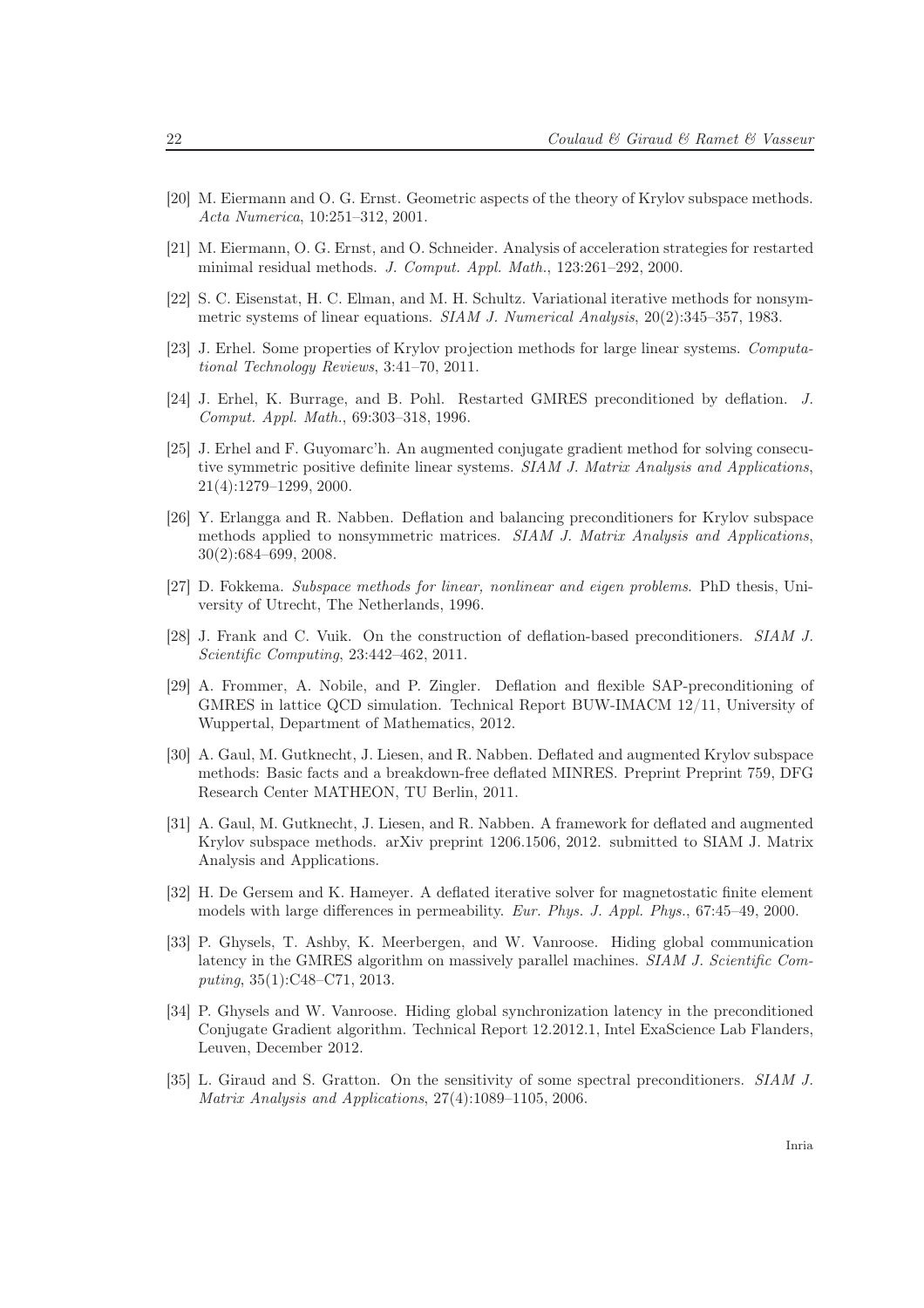[20] M. Eiermann and O. G. Ernst. Geometric aspects of the theory of Krylov subspace methods. *Acta Numerica*, 10:251–312, 2001.

[21] M. Eiermann, O. G. Ernst, and O. Schneider. Analysis of acceleration strategies for restarted minimal residual methods. *J. Comput. Appl. Math.*, 123:261–292, 2000.

[22] S. C. Eisenstat, H. C. Elman, and M. H. Schultz. Variational iterative methods for nonsymmetric systems of linear equations. *SIAM J. Numerical Analysis*, 20(2):345–357, 1983.

[23] J. Erhel. Some properties of Krylov projection methods for large linear systems. *Computational Technology Reviews*, 3:41–70, 2011.

[24] J. Erhel, K. Burrage, and B. Pohl. Restarted GMRES preconditioned by deflation. *J. Comput. Appl. Math.*, 69:303–318, 1996.

[25] J. Erhel and F. Guyomarc'h. An augmented conjugate gradient method for solving consecutive symmetric positive definite linear systems. *SIAM J. Matrix Analysis and Applications*, 21(4):1279–1299, 2000.

[26] Y. Erlangga and R. Nabben. Deflation and balancing preconditioners for Krylov subspace methods applied to nonsymmetric matrices. *SIAM J. Matrix Analysis and Applications*, 30(2):684–699, 2008.

[27] D. Fokkema. *Subspace methods for linear, nonlinear and eigen problems*. PhD thesis, University of Utrecht, The Netherlands, 1996.

[28] J. Frank and C. Vuik. On the construction of deflation-based preconditioners. *SIAM J. Scientific Computing*, 23:442–462, 2011.

[29] A. Frommer, A. Nobile, and P. Zingler. Deflation and flexible SAP-preconditioning of GMRES in lattice QCD simulation. Technical Report BUW-IMACM 12/11, University of Wuppertal, Department of Mathematics, 2012.

[30] A. Gaul, M. Gutknecht, J. Liesen, and R. Nabben. Deflated and augmented Krylov subspace methods: Basic facts and a breakdown-free deflated MINRES. Preprint Preprint 759, DFG Research Center MATHEON, TU Berlin, 2011.

[31] A. Gaul, M. Gutknecht, J. Liesen, and R. Nabben. A framework for deflated and augmented Krylov subspace methods. arXiv preprint 1206.1506, 2012. submitted to SIAM J. Matrix Analysis and Applications.

[32] H. De Gersem and K. Hameyer. A deflated iterative solver for magnetostatic finite element models with large differences in permeability. *Eur. Phys. J. Appl. Phys.*, 67:45–49, 2000.

[33] P. Ghysels, T. Ashby, K. Meerbergen, and W. Vanroose. Hiding global communication latency in the GMRES algorithm on massively parallel machines. *SIAM J. Scientific Computing*, 35(1):C48–C71, 2013.

[34] P. Ghysels and W. Vanroose. Hiding global synchronization latency in the preconditioned Conjugate Gradient algorithm. Technical Report 12.2012.1, Intel ExaScience Lab Flanders, Leuven, December 2012.

[35] L. Giraud and S. Gratton. On the sensitivity of some spectral preconditioners. *SIAM J. Matrix Analysis and Applications*, 27(4):1089–1105, 2006.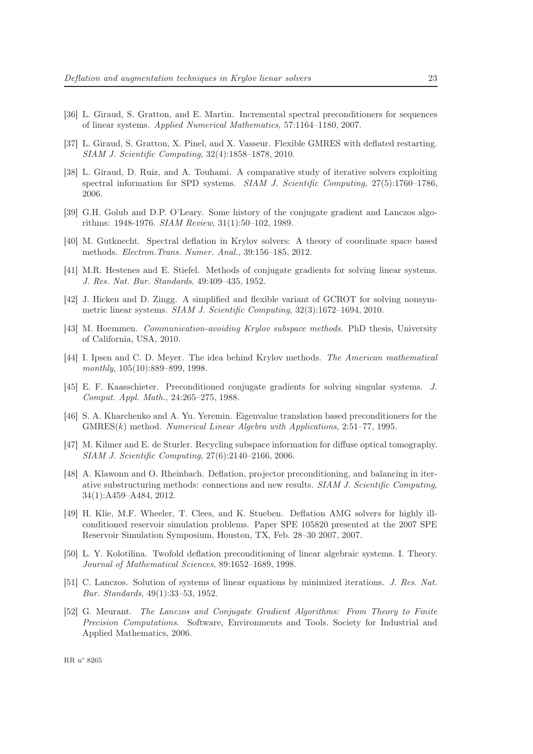[36] L. Giraud, S. Gratton, and E. Martin. Incremental spectral preconditioners for sequences of linear systems. *Applied Numerical Mathematics*, 57:1164–1180, 2007.

[37] L. Giraud, S. Gratton, X. Pinel, and X. Vasseur. Flexible GMRES with deflated restarting. *SIAM J. Scientific Computing*, 32(4):1858–1878, 2010.

[38] L. Giraud, D. Ruiz, and A. Touhami. A comparative study of iterative solvers exploiting spectral information for SPD systems. *SIAM J. Scientific Computing*, 27(5):1760–1786, 2006.

[39] G.H. Golub and D.P. O'Leary. Some history of the conjugate gradient and Lanczos algorithms: 1948-1976. *SIAM Review*, 31(1):50–102, 1989.

[40] M. Gutknecht. Spectral deflation in Krylov solvers: A theory of coordinate space based methods. *Electron.Trans. Numer. Anal.*, 39:156–185, 2012.

[41] M.R. Hestenes and E. Stiefel. Methods of conjugate gradients for solving linear systems. *J. Res. Nat. Bur. Standards*, 49:409–435, 1952.

[42] J. Hicken and D. Zingg. A simplified and flexible variant of GCROT for solving nonsymmetric linear systems. *SIAM J. Scientific Computing*, 32(3):1672–1694, 2010.

[43] M. Hoemmen. *Communication-avoiding Krylov subspace methods*. PhD thesis, University of California, USA, 2010.

[44] I. Ipsen and C. D. Meyer. The idea behind Krylov methods. *The American mathematical monthly*, 105(10):889–899, 1998.

[45] E. F. Kaasschieter. Preconditioned conjugate gradients for solving singular systems. *J. Comput. Appl. Math.*, 24:265–275, 1988.

[46] S. A. Kharchenko and A. Yu. Yeremin. Eigenvalue translation based preconditioners for the GMRES($k$) method. *Numerical Linear Algebra with Applications*, 2:51–77, 1995.

[47] M. Kilmer and E. de Sturler. Recycling subspace information for diffuse optical tomography. *SIAM J. Scientific Computing*, 27(6):2140–2166, 2006.

[48] A. Klawonn and O. Rheinbach. Deflation, projector preconditioning, and balancing in iterative substructuring methods: connections and new results. *SIAM J. Scientific Computing*, 34(1):A459–A484, 2012.

[49] H. Klie, M.F. Wheeler, T. Clees, and K. Stueben. Deflation AMG solvers for highly ill-conditioned reservoir simulation problems. Paper SPE 105820 presented at the 2007 SPE Reservoir Simulation Symposium, Houston, TX, Feb. 28–30 2007, 2007.

[50] L. Y. Kolotilina. Twofold deflation preconditioning of linear algebraic systems. I. Theory. *Journal of Mathematical Sciences*, 89:1652–1689, 1998.

[51] C. Lanczos. Solution of systems of linear equations by minimized iterations. *J. Res. Nat. Bur. Standards*, 49(1):33–53, 1952.

[52] G. Meurant. *The Lanczos and Conjugate Gradient Algorithms: From Theory to Finite Precision Computations*. Software, Environments and Tools. Society for Industrial and Applied Mathematics, 2006.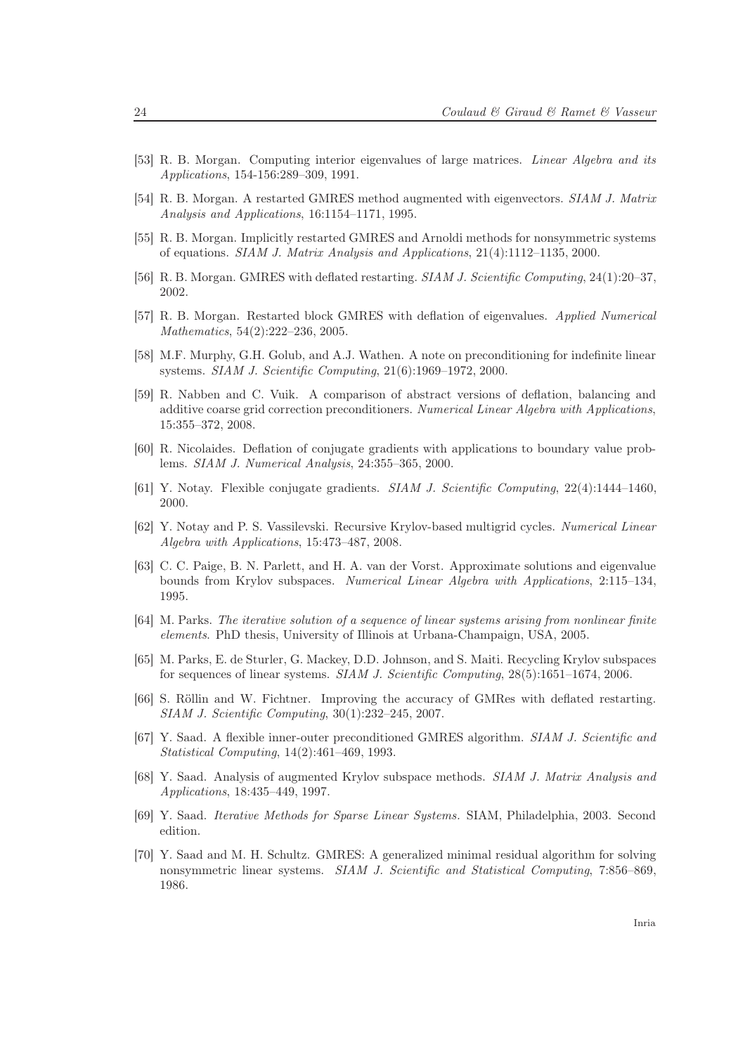[53] R. B. Morgan. Computing interior eigenvalues of large matrices. *Linear Algebra and its Applications*, 154-156:289–309, 1991.

[54] R. B. Morgan. A restarted GMRES method augmented with eigenvectors. *SIAM J. Matrix Analysis and Applications*, 16:1154–1171, 1995.

[55] R. B. Morgan. Implicitly restarted GMRES and Arnoldi methods for nonsymmetric systems of equations. *SIAM J. Matrix Analysis and Applications*, 21(4):1112–1135, 2000.

[56] R. B. Morgan. GMRES with deflated restarting. *SIAM J. Scientific Computing*, 24(1):20–37, 2002.

[57] R. B. Morgan. Restarted block GMRES with deflation of eigenvalues. *Applied Numerical Mathematics*, 54(2):222–236, 2005.

[58] M.F. Murphy, G.H. Golub, and A.J. Wathen. A note on preconditioning for indefinite linear systems. *SIAM J. Scientific Computing*, 21(6):1969–1972, 2000.

[59] R. Nabben and C. Vuik. A comparison of abstract versions of deflation, balancing and additive coarse grid correction preconditioners. *Numerical Linear Algebra with Applications*, 15:355–372, 2008.

[60] R. Nicolaides. Deflation of conjugate gradients with applications to boundary value problems. *SIAM J. Numerical Analysis*, 24:355–365, 2000.

[61] Y. Notay. Flexible conjugate gradients. *SIAM J. Scientific Computing*, 22(4):1444–1460, 2000.

[62] Y. Notay and P. S. Vassilevski. Recursive Krylov-based multigrid cycles. *Numerical Linear Algebra with Applications*, 15:473–487, 2008.

[63] C. C. Paige, B. N. Parlett, and H. A. van der Vorst. Approximate solutions and eigenvalue bounds from Krylov subspaces. *Numerical Linear Algebra with Applications*, 2:115–134, 1995.

[64] M. Parks. *The iterative solution of a sequence of linear systems arising from nonlinear finite elements*. PhD thesis, University of Illinois at Urbana-Champaign, USA, 2005.

[65] M. Parks, E. de Sturler, G. Mackey, D.D. Johnson, and S. Maiti. Recycling Krylov subspaces for sequences of linear systems. *SIAM J. Scientific Computing*, 28(5):1651–1674, 2006.

[66] S. Röllin and W. Fichtner. Improving the accuracy of GMRes with deflated restarting. *SIAM J. Scientific Computing*, 30(1):232–245, 2007.

[67] Y. Saad. A flexible inner-outer preconditioned GMRES algorithm. *SIAM J. Scientific and Statistical Computing*, 14(2):461–469, 1993.

[68] Y. Saad. Analysis of augmented Krylov subspace methods. *SIAM J. Matrix Analysis and Applications*, 18:435–449, 1997.

[69] Y. Saad. *Iterative Methods for Sparse Linear Systems.* SIAM, Philadelphia, 2003. Second edition.

[70] Y. Saad and M. H. Schultz. GMRES: A generalized minimal residual algorithm for solving nonsymmetric linear systems. *SIAM J. Scientific and Statistical Computing*, 7:856–869, 1986.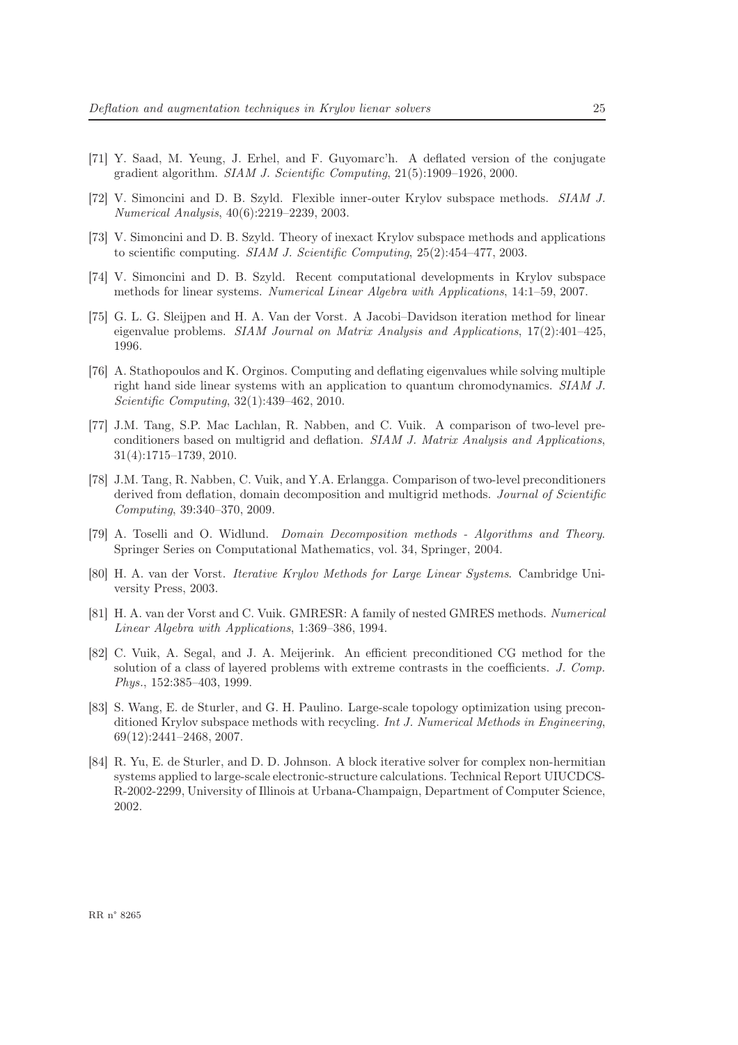[71] Y. Saad, M. Yeung, J. Erhel, and F. Guyomarc'h. A deflated version of the conjugate gradient algorithm. *SIAM J. Scientific Computing*, 21(5):1909–1926, 2000.

[72] V. Simoncini and D. B. Szyld. Flexible inner-outer Krylov subspace methods. *SIAM J. Numerical Analysis*, 40(6):2219–2239, 2003.

[73] V. Simoncini and D. B. Szyld. Theory of inexact Krylov subspace methods and applications to scientific computing. *SIAM J. Scientific Computing*, 25(2):454–477, 2003.

[74] V. Simoncini and D. B. Szyld. Recent computational developments in Krylov subspace methods for linear systems. *Numerical Linear Algebra with Applications*, 14:1–59, 2007.

[75] G. L. G. Sleijpen and H. A. Van der Vorst. A Jacobi–Davidson iteration method for linear eigenvalue problems. *SIAM Journal on Matrix Analysis and Applications*, 17(2):401–425, 1996.

[76] A. Stathopoulos and K. Orginos. Computing and deflating eigenvalues while solving multiple right hand side linear systems with an application to quantum chromodynamics. *SIAM J. Scientific Computing*, 32(1):439–462, 2010.

[77] J.M. Tang, S.P. Mac Lachlan, R. Nabben, and C. Vuik. A comparison of two-level preconditioners based on multigrid and deflation. *SIAM J. Matrix Analysis and Applications*, 31(4):1715–1739, 2010.

[78] J.M. Tang, R. Nabben, C. Vuik, and Y.A. Erlangga. Comparison of two-level preconditioners derived from deflation, domain decomposition and multigrid methods. *Journal of Scientific Computing*, 39:340–370, 2009.

[79] A. Toselli and O. Widlund. *Domain Decomposition methods - Algorithms and Theory*. Springer Series on Computational Mathematics, vol. 34, Springer, 2004.

[80] H. A. van der Vorst. *Iterative Krylov Methods for Large Linear Systems*. Cambridge University Press, 2003.

[81] H. A. van der Vorst and C. Vuik. GMRESR: A family of nested GMRES methods. *Numerical Linear Algebra with Applications*, 1:369–386, 1994.

[82] C. Vuik, A. Segal, and J. A. Meijerink. An efficient preconditioned CG method for the solution of a class of layered problems with extreme contrasts in the coefficients. *J. Comp. Phys.*, 152:385–403, 1999.

[83] S. Wang, E. de Sturler, and G. H. Paulino. Large-scale topology optimization using preconditioned Krylov subspace methods with recycling. *Int J. Numerical Methods in Engineering*, 69(12):2441–2468, 2007.

[84] R. Yu, E. de Sturler, and D. D. Johnson. A block iterative solver for complex non-hermitian systems applied to large-scale electronic-structure calculations. Technical Report UIUCDCS-R-2002-2299, University of Illinois at Urbana-Champaign, Department of Computer Science, 2002.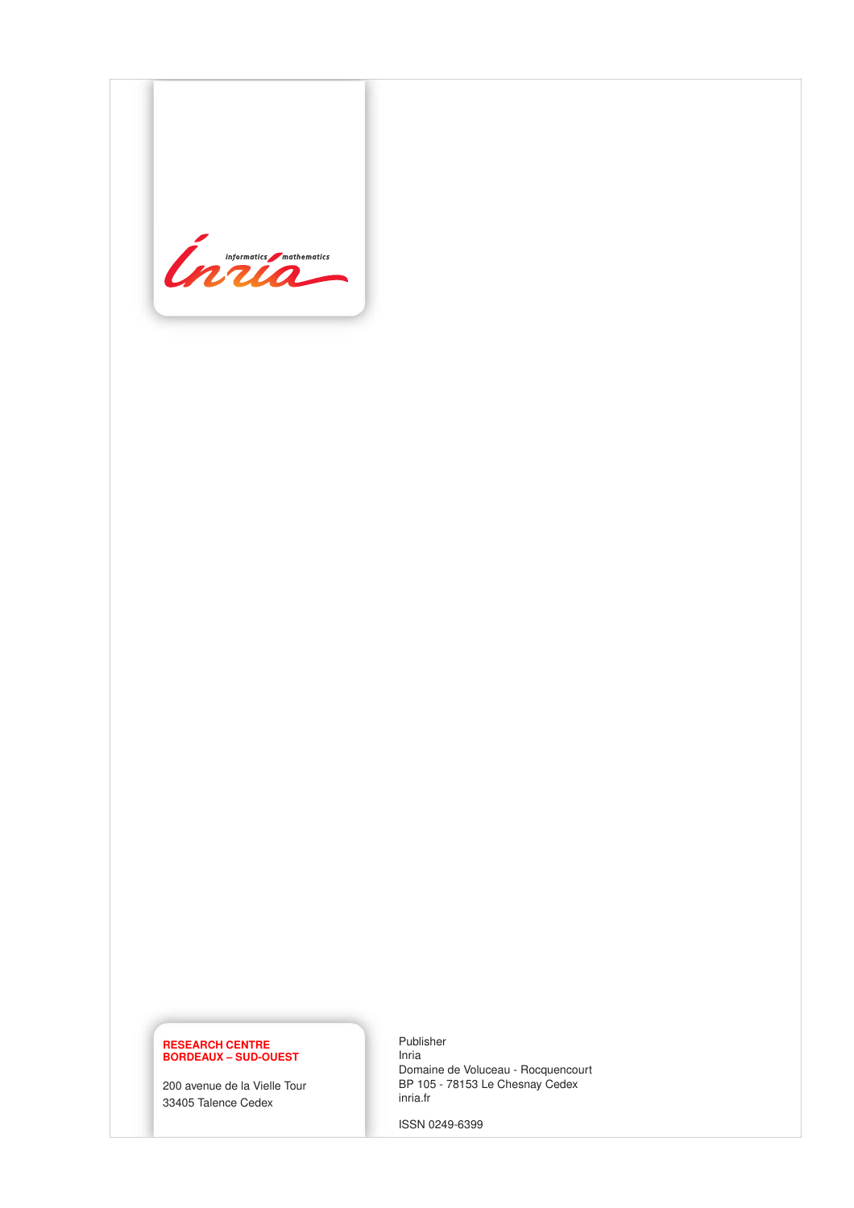**RESEARCH CENTRE**
**BORDEAUX – SUD-OUEST**

200 avenue de la Vielle Tour
33405 Talence Cedex

Publisher
Inria
Domaine de Voluceau - Rocquencourt
BP 105 - 78153 Le Chesnay Cedex
inria.fr

ISSN 0249-6399